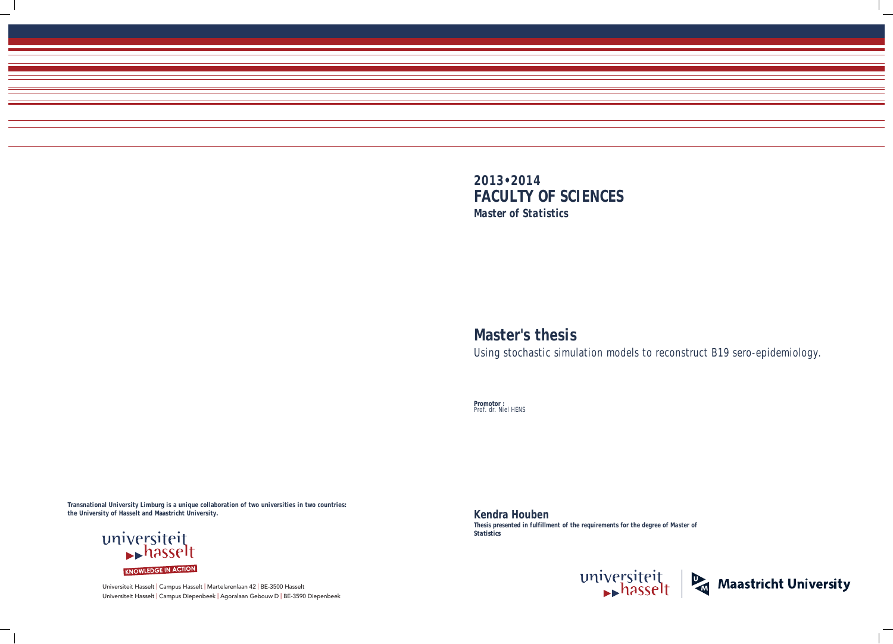**2013•2014**
**FACULTY OF SCIENCES**
***Master of Statistics***

# Master's thesis

*Using stochastic simulation models to reconstruct B19 sero-epidemiology.*

**Promotor :**
Prof. dr. Niel HENS

**Kendra Houben**

***Thesis presented in fulfillment of the requirements for the degree of Master of Statistics***

***Transnational University Limburg is a unique collaboration of two universities in two countries: the University of Hasselt and Maastricht University.***

Universiteit Hasselt | Campus Hasselt | Martelarenlaan 42 | BE-3500 Hasselt
Universiteit Hasselt | Campus Diepenbeek | Agoralaan Gebouw D | BE-3590 Diepenbeek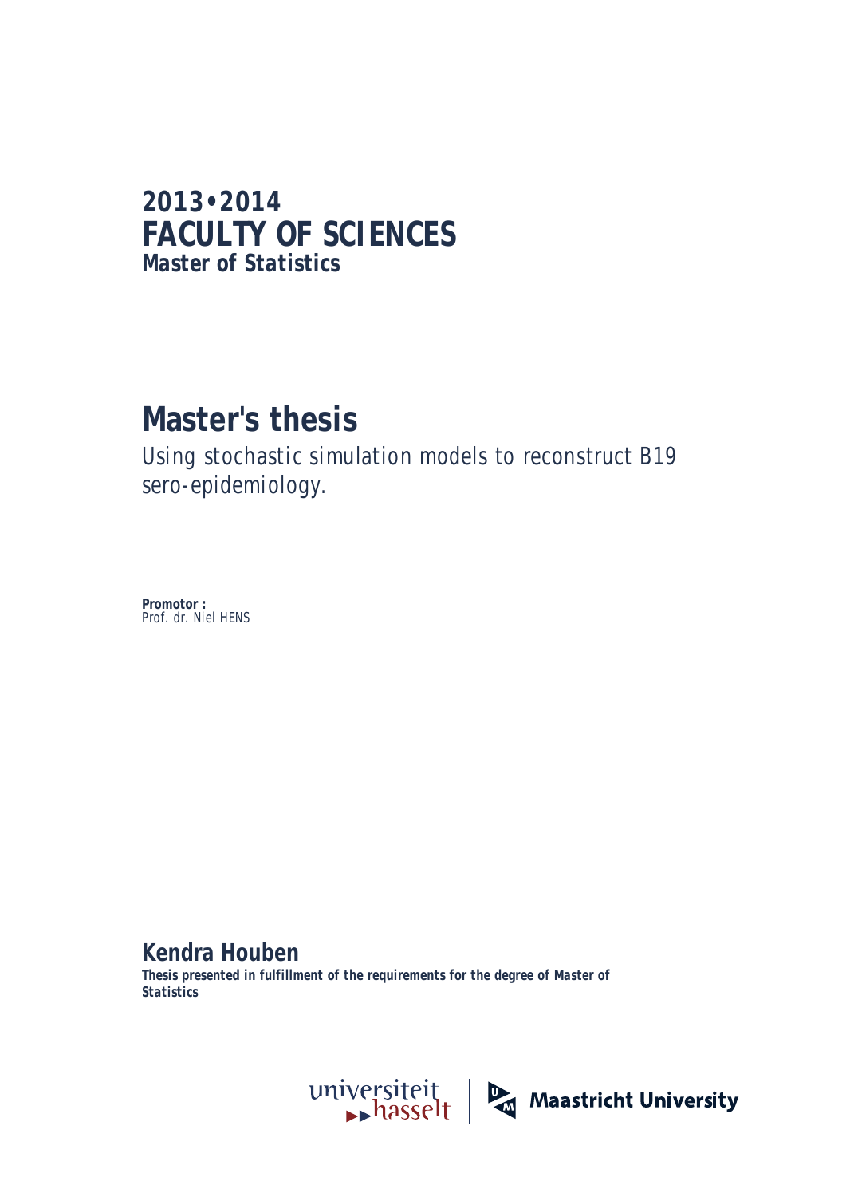**2013•2014**
# FACULTY OF SCIENCES
**Master of Statistics**

# Master's thesis

Using stochastic simulation models to reconstruct B19 sero-epidemiology.

**Promotor :**
Prof. dr. Niel HENS

## Kendra Houben

**Thesis presented in fulfillment of the requirements for the degree of Master of Statistics**

universiteit hasselt | Maastricht University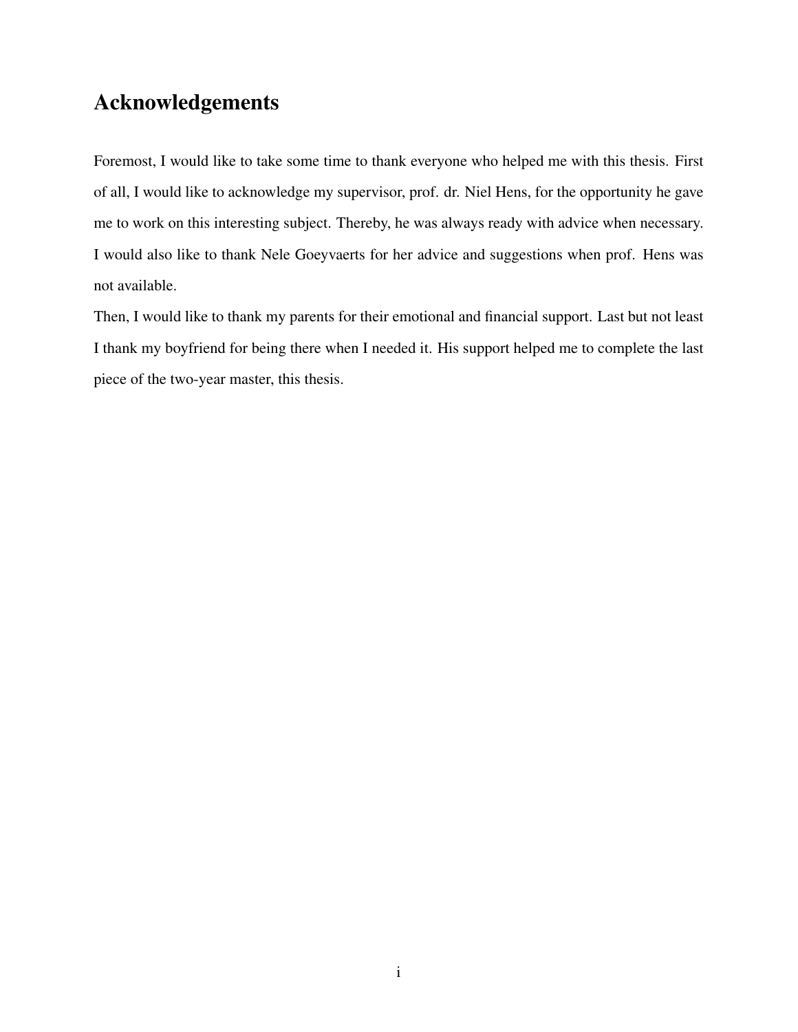# Acknowledgements

Foremost, I would like to take some time to thank everyone who helped me with this thesis. First of all, I would like to acknowledge my supervisor, prof. dr. Niel Hens, for the opportunity he gave me to work on this interesting subject. Thereby, he was always ready with advice when necessary. I would also like to thank Nele Goeyvaerts for her advice and suggestions when prof. Hens was not available.

Then, I would like to thank my parents for their emotional and financial support. Last but not least I thank my boyfriend for being there when I needed it. His support helped me to complete the last piece of the two-year master, this thesis.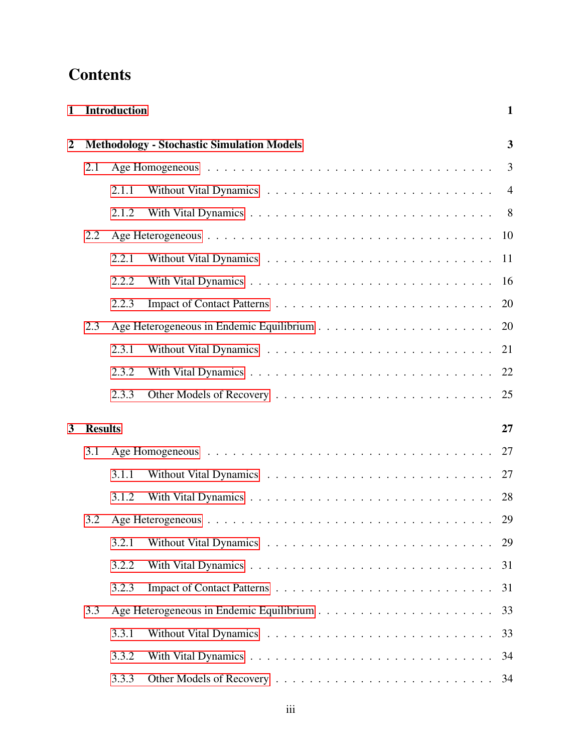# Contents

**1 Introduction** **1**

**2 Methodology - Stochastic Simulation Models** **3**

- 2.1 Age Homogeneous . . . . . 3
  - 2.1.1 Without Vital Dynamics . . . . . 4
  - 2.1.2 With Vital Dynamics . . . . . 8
- 2.2 Age Heterogeneous . . . . . 10
  - 2.2.1 Without Vital Dynamics . . . . . 11
  - 2.2.2 With Vital Dynamics . . . . . 16
  - 2.2.3 Impact of Contact Patterns . . . . . 20
- 2.3 Age Heterogeneous in Endemic Equilibrium . . . . . 20
  - 2.3.1 Without Vital Dynamics . . . . . 21
  - 2.3.2 With Vital Dynamics . . . . . 22
  - 2.3.3 Other Models of Recovery . . . . . 25

**3 Results** **27**

- 3.1 Age Homogeneous . . . . . 27
  - 3.1.1 Without Vital Dynamics . . . . . 27
  - 3.1.2 With Vital Dynamics . . . . . 28
- 3.2 Age Heterogeneous . . . . . 29
  - 3.2.1 Without Vital Dynamics . . . . . 29
  - 3.2.2 With Vital Dynamics . . . . . 31
  - 3.2.3 Impact of Contact Patterns . . . . . 31
- 3.3 Age Heterogeneous in Endemic Equilibrium . . . . . 33
  - 3.3.1 Without Vital Dynamics . . . . . 33
  - 3.3.2 With Vital Dynamics . . . . . 34
  - 3.3.3 Other Models of Recovery . . . . . 34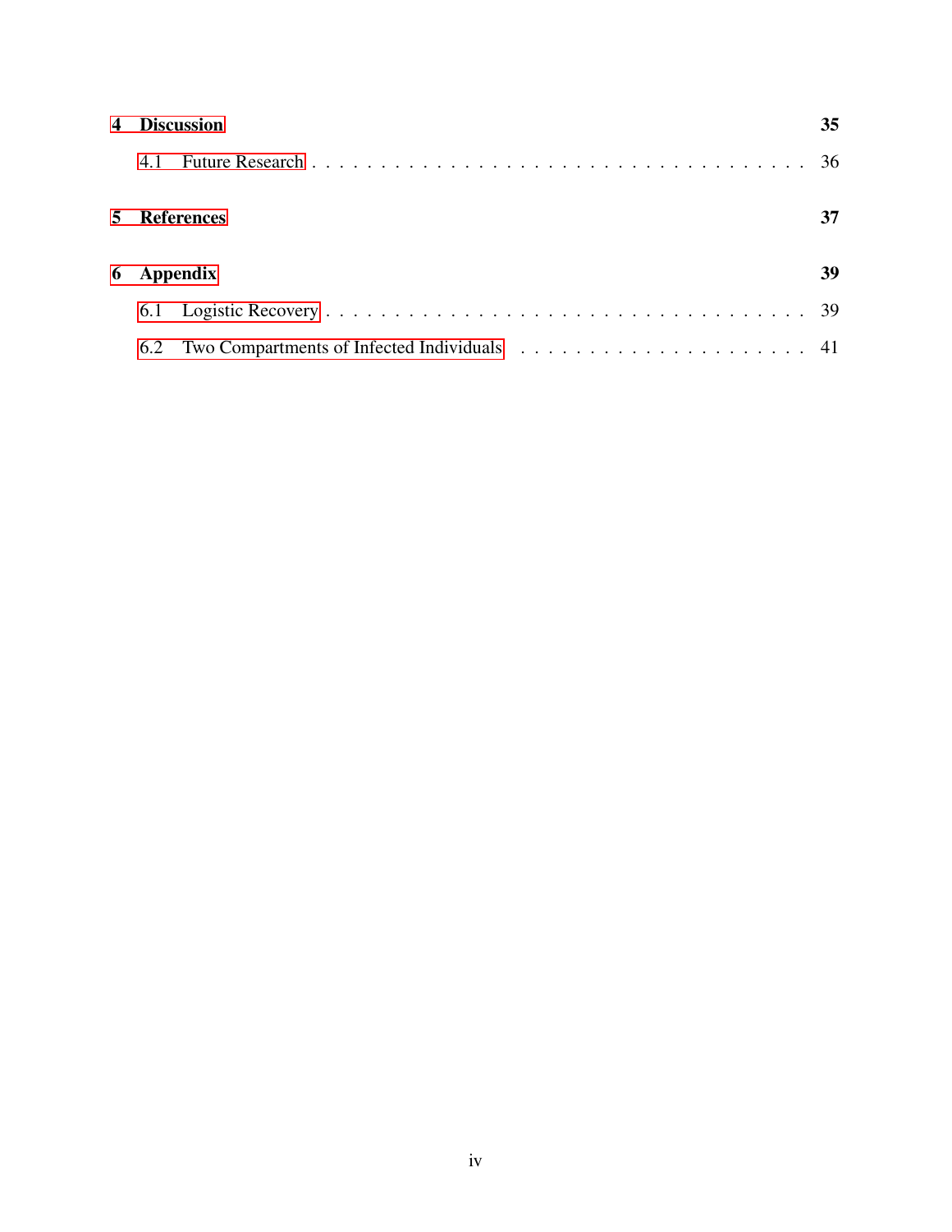**4 Discussion** **35**

4.1 Future Research . . . . . . . . . . . . . . . . . . . . . . . . . . . . . . . . 36

**5 References** **37**

**6 Appendix** **39**

6.1 Logistic Recovery . . . . . . . . . . . . . . . . . . . . . . . . . . . . . . . 39

6.2 Two Compartments of Infected Individuals . . . . . . . . . . . . . . . . . . . . . 41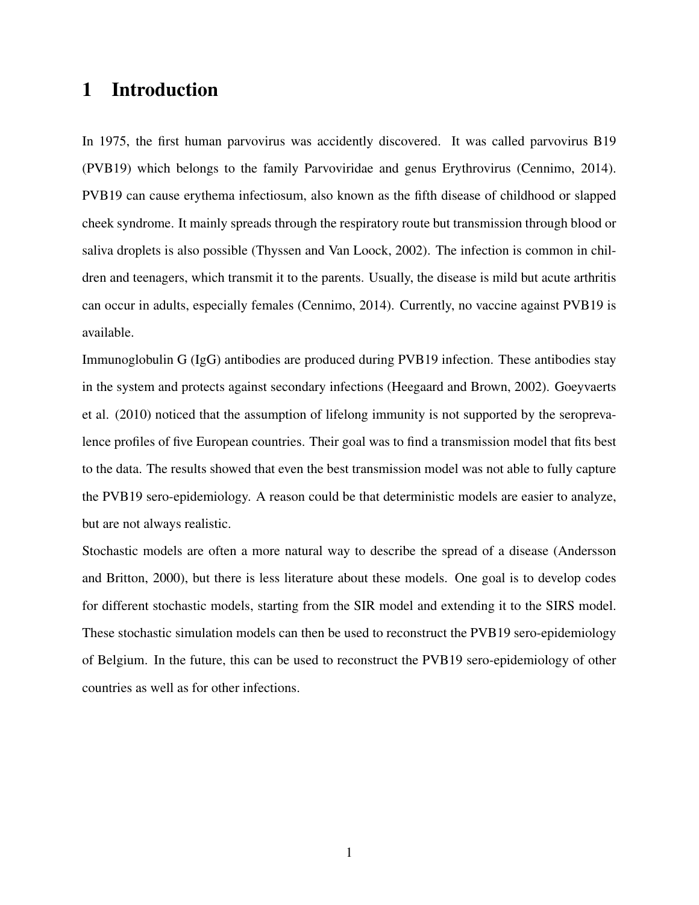# 1 Introduction

In 1975, the first human parvovirus was accidently discovered. It was called parvovirus B19 (PVB19) which belongs to the family Parvoviridae and genus Erythrovirus (Cennimo, 2014). PVB19 can cause erythema infectiosum, also known as the fifth disease of childhood or slapped cheek syndrome. It mainly spreads through the respiratory route but transmission through blood or saliva droplets is also possible (Thyssen and Van Loock, 2002). The infection is common in children and teenagers, which transmit it to the parents. Usually, the disease is mild but acute arthritis can occur in adults, especially females (Cennimo, 2014). Currently, no vaccine against PVB19 is available.

Immunoglobulin G (IgG) antibodies are produced during PVB19 infection. These antibodies stay in the system and protects against secondary infections (Heegaard and Brown, 2002). Goeyvaerts et al. (2010) noticed that the assumption of lifelong immunity is not supported by the seroprevalence profiles of five European countries. Their goal was to find a transmission model that fits best to the data. The results showed that even the best transmission model was not able to fully capture the PVB19 sero-epidemiology. A reason could be that deterministic models are easier to analyze, but are not always realistic.

Stochastic models are often a more natural way to describe the spread of a disease (Andersson and Britton, 2000), but there is less literature about these models. One goal is to develop codes for different stochastic models, starting from the SIR model and extending it to the SIRS model. These stochastic simulation models can then be used to reconstruct the PVB19 sero-epidemiology of Belgium. In the future, this can be used to reconstruct the PVB19 sero-epidemiology of other countries as well as for other infections.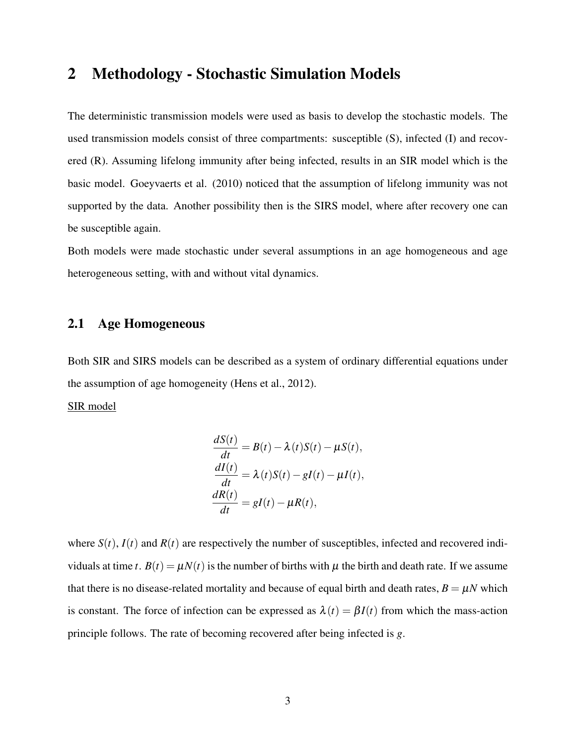## 2 Methodology - Stochastic Simulation Models

The deterministic transmission models were used as basis to develop the stochastic models. The used transmission models consist of three compartments: susceptible (S), infected (I) and recovered (R). Assuming lifelong immunity after being infected, results in an SIR model which is the basic model. Goeyvaerts et al. (2010) noticed that the assumption of lifelong immunity was not supported by the data. Another possibility then is the SIRS model, where after recovery one can be susceptible again.

Both models were made stochastic under several assumptions in an age homogeneous and age heterogeneous setting, with and without vital dynamics.

### 2.1 Age Homogeneous

Both SIR and SIRS models can be described as a system of ordinary differential equations under the assumption of age homogeneity (Hens et al., 2012).

<u>SIR model</u>

$$
\begin{aligned}
\frac{dS(t)}{dt} &= B(t) - \lambda(t)S(t) - \mu S(t), \\
\frac{dI(t)}{dt} &= \lambda(t)S(t) - gI(t) - \mu I(t), \\
\frac{dR(t)}{dt} &= gI(t) - \mu R(t),
\end{aligned}
$$

where $S(t)$, $I(t)$ and $R(t)$ are respectively the number of susceptibles, infected and recovered individuals at time $t$. $B(t) = \mu N(t)$ is the number of births with $\mu$ the birth and death rate. If we assume that there is no disease-related mortality and because of equal birth and death rates, $B = \mu N$ which is constant. The force of infection can be expressed as $\lambda(t) = \beta I(t)$ from which the mass-action principle follows. The rate of becoming recovered after being infected is $g$.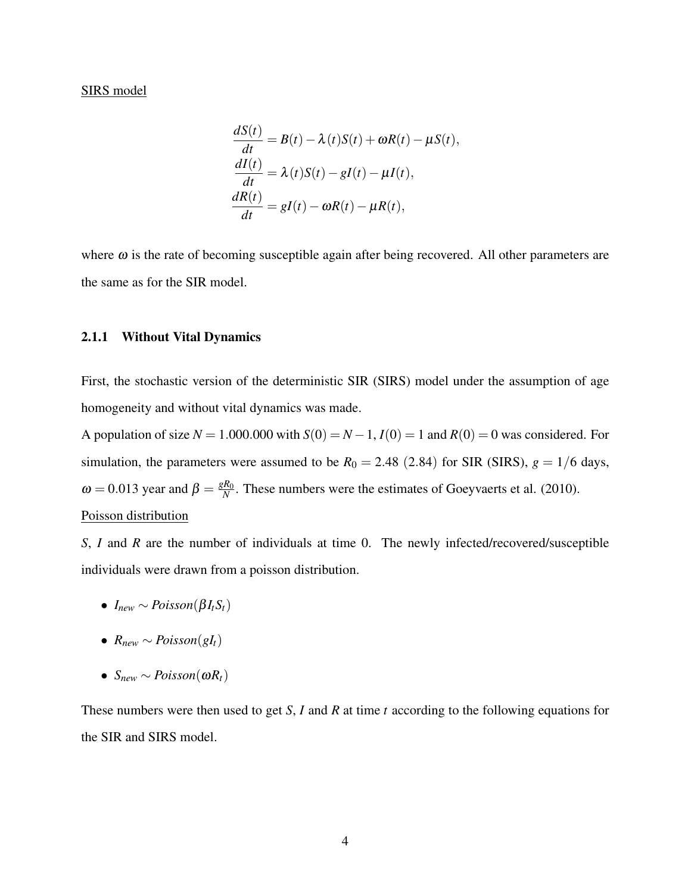<u>SIRS model</u>

$$
\begin{aligned}
\frac{dS(t)}{dt} &= B(t) - \lambda(t)S(t) + \omega R(t) - \mu S(t), \\
\frac{dI(t)}{dt} &= \lambda(t)S(t) - gI(t) - \mu I(t), \\
\frac{dR(t)}{dt} &= gI(t) - \omega R(t) - \mu R(t),
\end{aligned}
$$

where $\omega$ is the rate of becoming susceptible again after being recovered. All other parameters are the same as for the SIR model.

### 2.1.1 Without Vital Dynamics

First, the stochastic version of the deterministic SIR (SIRS) model under the assumption of age homogeneity and without vital dynamics was made.

A population of size $N = 1.000.000$ with $S(0) = N - 1$, $I(0) = 1$ and $R(0) = 0$ was considered. For simulation, the parameters were assumed to be $R_0 = 2.48$ $(2.84)$ for SIR (SIRS), $g = 1/6$ days, $\omega = 0.013$ year and $\beta = \frac{gR_0}{N}$. These numbers were the estimates of Goeyvaerts et al. (2010).

<u>Poisson distribution</u>

$S$, $I$ and $R$ are the number of individuals at time 0. The newly infected/recovered/susceptible individuals were drawn from a poisson distribution.

- $I_{new} \sim Poisson(\beta I_t S_t)$
- $R_{new} \sim Poisson(g I_t)$
- $S_{new} \sim Poisson(\omega R_t)$

These numbers were then used to get $S$, $I$ and $R$ at time $t$ according to the following equations for the SIR and SIRS model.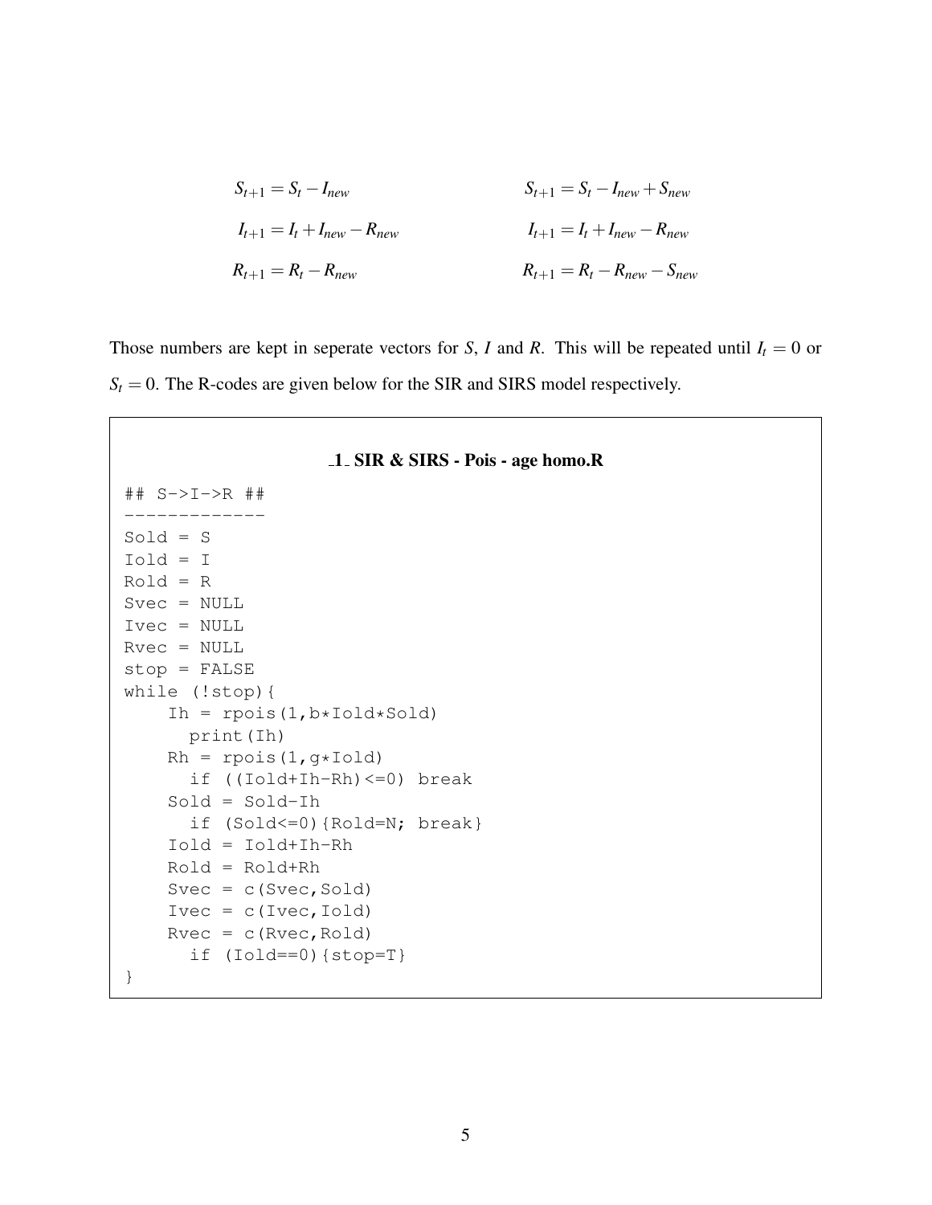$$S_{t+1} = S_t - I_{new} \qquad\qquad S_{t+1} = S_t - I_{new} + S_{new}$$

$$I_{t+1} = I_t + I_{new} - R_{new} \qquad\qquad I_{t+1} = I_t + I_{new} - R_{new}$$

$$R_{t+1} = R_t - R_{new} \qquad\qquad R_{t+1} = R_t - R_{new} - S_{new}$$

Those numbers are kept in seperate vectors for $S$, $I$ and $R$. This will be repeated until $I_t = 0$ or $S_t = 0$. The R-codes are given below for the SIR and SIRS model respectively.

**_1_ SIR & SIRS - Pois - age homo.R**

```
## S->I->R ##
-------------
Sold = S
Iold = I
Rold = R
Svec = NULL
Ivec = NULL
Rvec = NULL
stop = FALSE
while (!stop){
    Ih = rpois(1,b*Iold*Sold)
      print(Ih)
    Rh = rpois(1,g*Iold)
      if ((Iold+Ih-Rh)<=0) break
    Sold = Sold-Ih
      if (Sold<=0){Rold=N; break}
    Iold = Iold+Ih-Rh
    Rold = Rold+Rh
    Svec = c(Svec,Sold)
    Ivec = c(Ivec,Iold)
    Rvec = c(Rvec,Rold)
      if (Iold==0){stop=T}
}
```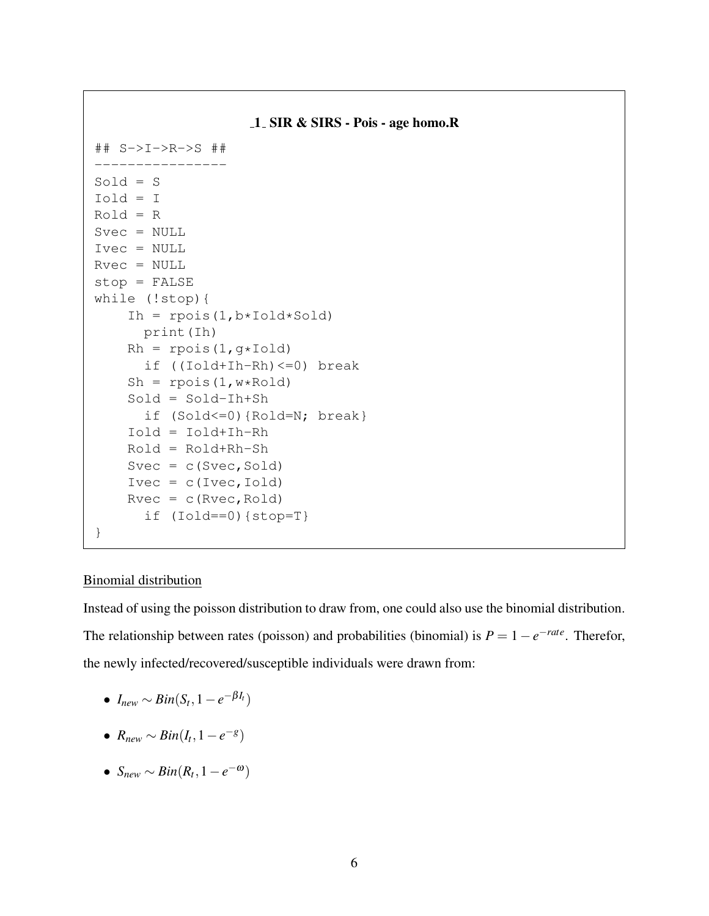**_1_ SIR & SIRS - Pois - age homo.R**

```
## S->I->R->S ##
----------------
Sold = S
Iold = I
Rold = R
Svec = NULL
Ivec = NULL
Rvec = NULL
stop = FALSE
while (!stop){
    Ih = rpois(1,b*Iold*Sold)
      print(Ih)
    Rh = rpois(1,g*Iold)
      if ((Iold+Ih-Rh)<=0) break
    Sh = rpois(1,w*Rold)
    Sold = Sold-Ih+Sh
      if (Sold<=0){Rold=N; break}
    Iold = Iold+Ih-Rh
    Rold = Rold+Rh-Sh
    Svec = c(Svec,Sold)
    Ivec = c(Ivec,Iold)
    Rvec = c(Rvec,Rold)
      if (Iold==0){stop=T}
}
```

Binomial distribution

Instead of using the poisson distribution to draw from, one could also use the binomial distribution. The relationship between rates (poisson) and probabilities (binomial) is $P = 1 - e^{-rate}$. Therefor, the newly infected/recovered/susceptible individuals were drawn from:

- $I_{new} \sim Bin(S_t, 1 - e^{-\beta I_t})$
- $R_{new} \sim Bin(I_t, 1 - e^{-g})$
- $S_{new} \sim Bin(R_t, 1 - e^{-\omega})$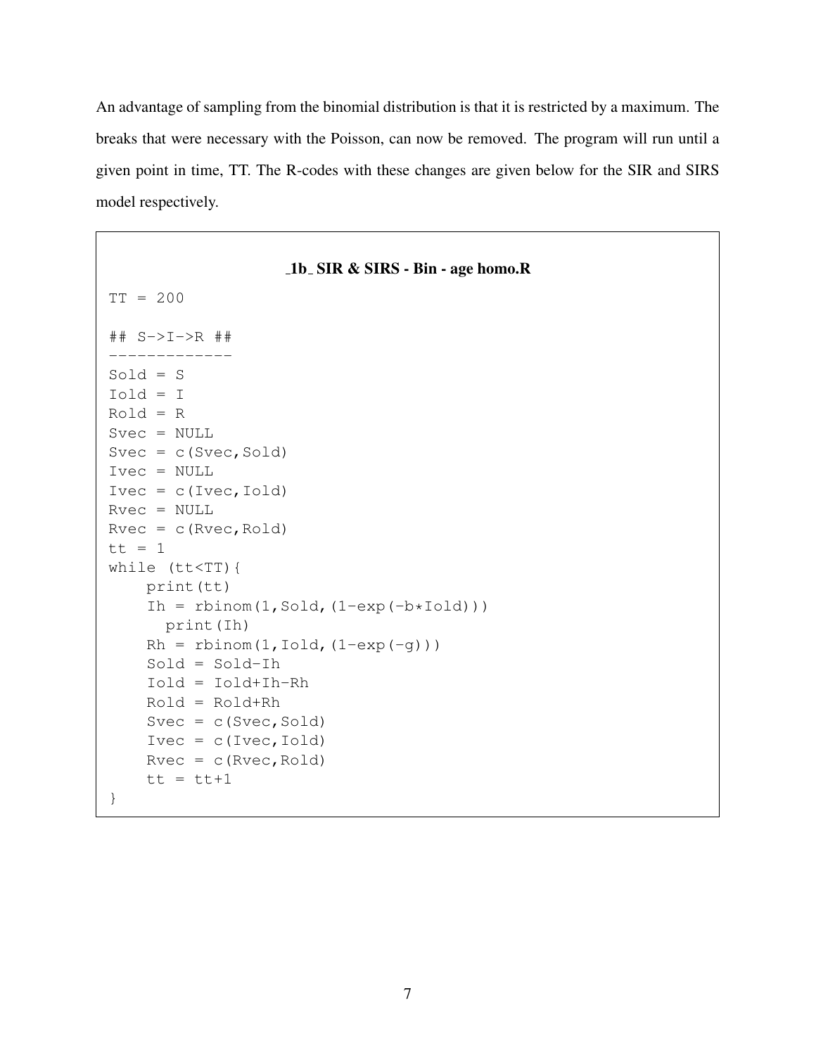An advantage of sampling from the binomial distribution is that it is restricted by a maximum. The breaks that were necessary with the Poisson, can now be removed. The program will run until a given point in time, TT. The R-codes with these changes are given below for the SIR and SIRS model respectively.

**_1b_ SIR & SIRS - Bin - age homo.R**

```
TT = 200

## S->I->R ##
-------------
Sold = S
Iold = I
Rold = R
Svec = NULL
Svec = c(Svec,Sold)
Ivec = NULL
Ivec = c(Ivec,Iold)
Rvec = NULL
Rvec = c(Rvec,Rold)
tt = 1
while (tt<TT){
    print(tt)
    Ih = rbinom(1,Sold,(1-exp(-b*Iold)))
      print(Ih)
    Rh = rbinom(1,Iold,(1-exp(-g)))
    Sold = Sold-Ih
    Iold = Iold+Ih-Rh
    Rold = Rold+Rh
    Svec = c(Svec,Sold)
    Ivec = c(Ivec,Iold)
    Rvec = c(Rvec,Rold)
    tt = tt+1
}
```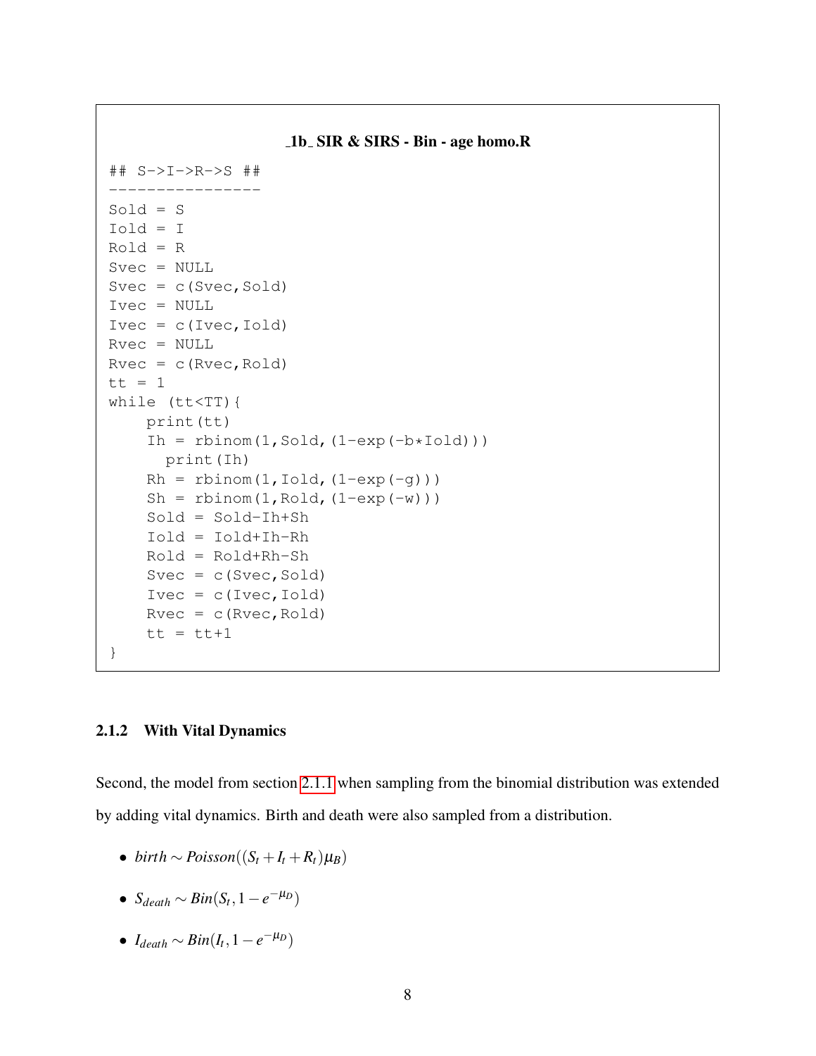**_1b_ SIR & SIRS - Bin - age homo.R**

```
## S->I->R->S ##
----------------
Sold = S
Iold = I
Rold = R
Svec = NULL
Svec = c(Svec,Sold)
Ivec = NULL
Ivec = c(Ivec,Iold)
Rvec = NULL
Rvec = c(Rvec,Rold)
tt = 1
while (tt<TT){
    print(tt)
    Ih = rbinom(1,Sold,(1-exp(-b*Iold)))
      print(Ih)
    Rh = rbinom(1,Iold,(1-exp(-g)))
    Sh = rbinom(1,Rold,(1-exp(-w)))
    Sold = Sold-Ih+Sh
    Iold = Iold+Ih-Rh
    Rold = Rold+Rh-Sh
    Svec = c(Svec,Sold)
    Ivec = c(Ivec,Iold)
    Rvec = c(Rvec,Rold)
    tt = tt+1
}
```

### 2.1.2 With Vital Dynamics

Second, the model from section 2.1.1 when sampling from the binomial distribution was extended by adding vital dynamics. Birth and death were also sampled from a distribution.

- $birth \sim Poisson((S_t + I_t + R_t)\mu_B)$
- $S_{death} \sim Bin(S_t, 1 - e^{-\mu_D})$
- $I_{death} \sim Bin(I_t, 1 - e^{-\mu_D})$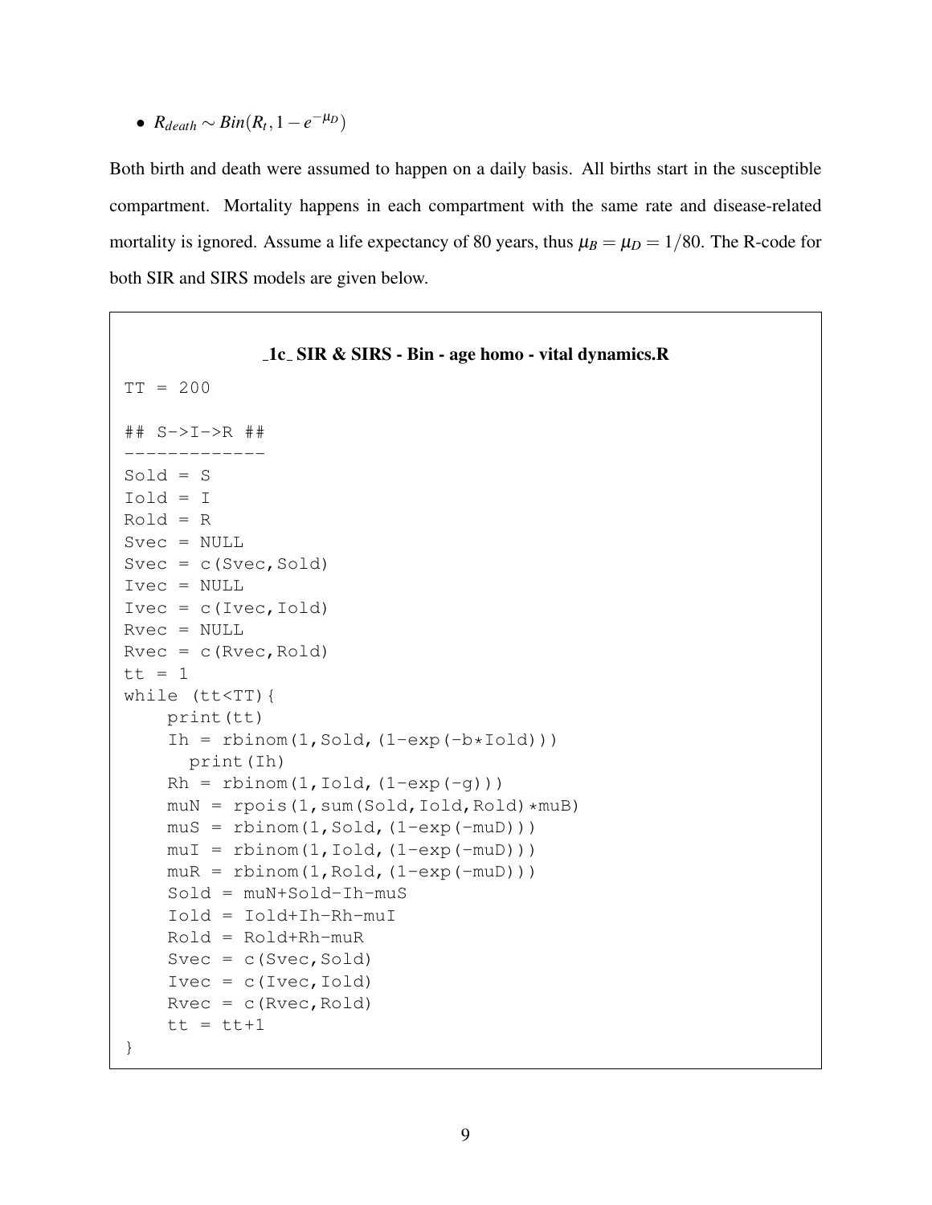- $R_{death} \sim Bin(R_t, 1 - e^{-\mu_D})$

Both birth and death were assumed to happen on a daily basis. All births start in the susceptible compartment. Mortality happens in each compartment with the same rate and disease-related mortality is ignored. Assume a life expectancy of 80 years, thus $\mu_B = \mu_D = 1/80$. The R-code for both SIR and SIRS models are given below.

**_1c_ SIR & SIRS - Bin - age homo - vital dynamics.R**

```
TT = 200

## S->I->R ##
-------------
Sold = S
Iold = I
Rold = R
Svec = NULL
Svec = c(Svec,Sold)
Ivec = NULL
Ivec = c(Ivec,Iold)
Rvec = NULL
Rvec = c(Rvec,Rold)
tt = 1
while (tt<TT){
    print(tt)
    Ih = rbinom(1,Sold,(1-exp(-b*Iold)))
      print(Ih)
    Rh = rbinom(1,Iold,(1-exp(-g)))
    muN = rpois(1,sum(Sold,Iold,Rold)*muB)
    muS = rbinom(1,Sold,(1-exp(-muD)))
    muI = rbinom(1,Iold,(1-exp(-muD)))
    muR = rbinom(1,Rold,(1-exp(-muD)))
    Sold = muN+Sold-Ih-muS
    Iold = Iold+Ih-Rh-muI
    Rold = Rold+Rh-muR
    Svec = c(Svec,Sold)
    Ivec = c(Ivec,Iold)
    Rvec = c(Rvec,Rold)
    tt = tt+1
}
```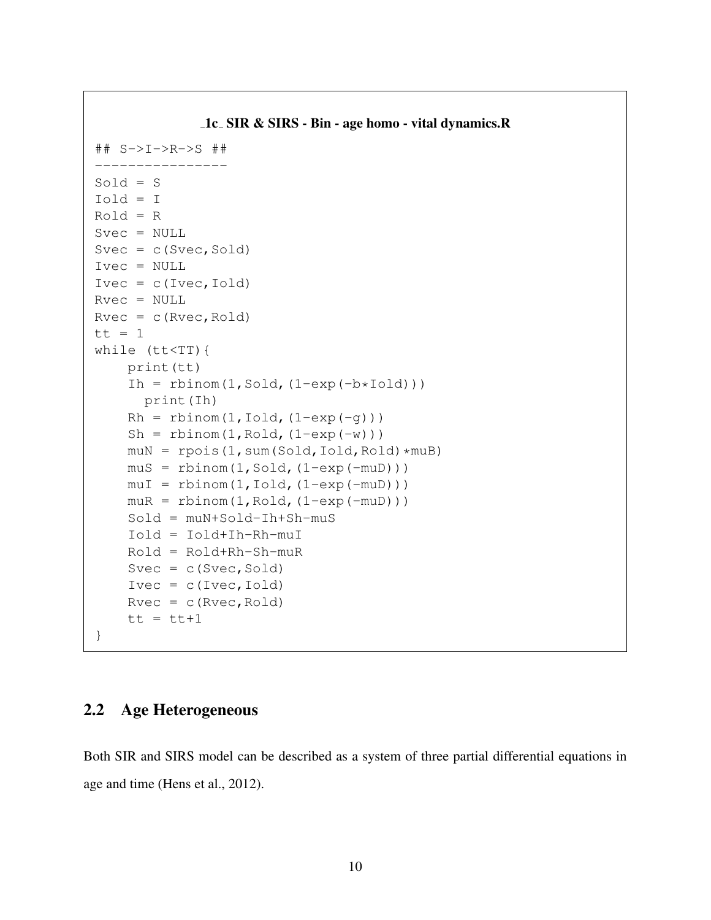**_1c_ SIR & SIRS - Bin - age homo - vital dynamics.R**

```
## S->I->R->S ##
----------------
Sold = S
Iold = I
Rold = R
Svec = NULL
Svec = c(Svec,Sold)
Ivec = NULL
Ivec = c(Ivec,Iold)
Rvec = NULL
Rvec = c(Rvec,Rold)
tt = 1
while (tt<TT){
    print(tt)
    Ih = rbinom(1,Sold,(1-exp(-b*Iold)))
      print(Ih)
    Rh = rbinom(1,Iold,(1-exp(-g)))
    Sh = rbinom(1,Rold,(1-exp(-w)))
    muN = rpois(1,sum(Sold,Iold,Rold)*muB)
    muS = rbinom(1,Sold,(1-exp(-muD)))
    muI = rbinom(1,Iold,(1-exp(-muD)))
    muR = rbinom(1,Rold,(1-exp(-muD)))
    Sold = muN+Sold-Ih+Sh-muS
    Iold = Iold+Ih-Rh-muI
    Rold = Rold+Rh-Sh-muR
    Svec = c(Svec,Sold)
    Ivec = c(Ivec,Iold)
    Rvec = c(Rvec,Rold)
    tt = tt+1
}
```

## 2.2 Age Heterogeneous

Both SIR and SIRS model can be described as a system of three partial differential equations in age and time (Hens et al., 2012).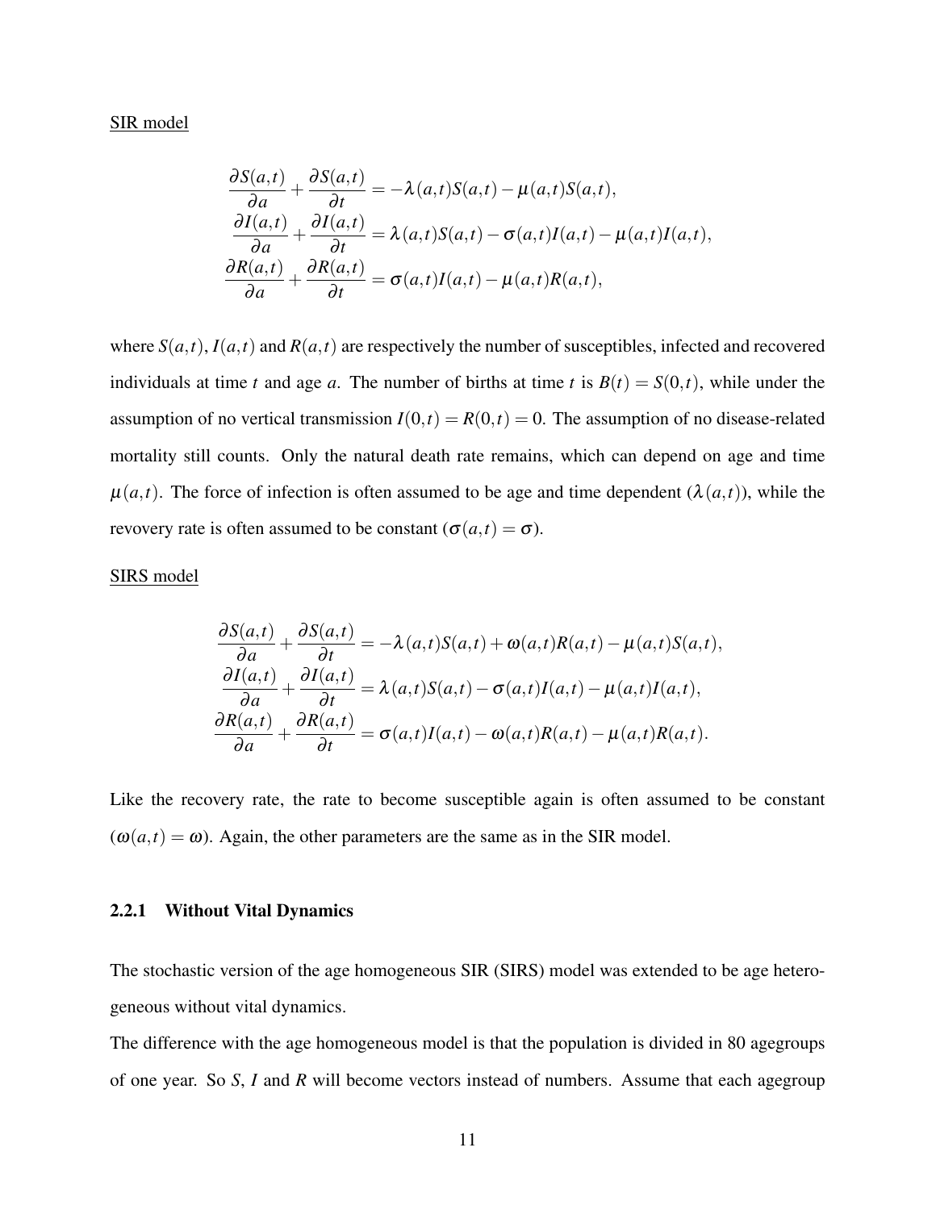SIR model

$$
\begin{aligned}
\frac{\partial S(a,t)}{\partial a} + \frac{\partial S(a,t)}{\partial t} &= -\lambda(a,t)S(a,t) - \mu(a,t)S(a,t), \\
\frac{\partial I(a,t)}{\partial a} + \frac{\partial I(a,t)}{\partial t} &= \lambda(a,t)S(a,t) - \sigma(a,t)I(a,t) - \mu(a,t)I(a,t), \\
\frac{\partial R(a,t)}{\partial a} + \frac{\partial R(a,t)}{\partial t} &= \sigma(a,t)I(a,t) - \mu(a,t)R(a,t),
\end{aligned}
$$

where $S(a,t)$, $I(a,t)$ and $R(a,t)$ are respectively the number of susceptibles, infected and recovered individuals at time $t$ and age $a$. The number of births at time $t$ is $B(t) = S(0,t)$, while under the assumption of no vertical transmission $I(0,t) = R(0,t) = 0$. The assumption of no disease-related mortality still counts. Only the natural death rate remains, which can depend on age and time $\mu(a,t)$. The force of infection is often assumed to be age and time dependent ($\lambda(a,t)$), while the revovery rate is often assumed to be constant ($\sigma(a,t) = \sigma$).

SIRS model

$$
\begin{aligned}
\frac{\partial S(a,t)}{\partial a} + \frac{\partial S(a,t)}{\partial t} &= -\lambda(a,t)S(a,t) + \omega(a,t)R(a,t) - \mu(a,t)S(a,t), \\
\frac{\partial I(a,t)}{\partial a} + \frac{\partial I(a,t)}{\partial t} &= \lambda(a,t)S(a,t) - \sigma(a,t)I(a,t) - \mu(a,t)I(a,t), \\
\frac{\partial R(a,t)}{\partial a} + \frac{\partial R(a,t)}{\partial t} &= \sigma(a,t)I(a,t) - \omega(a,t)R(a,t) - \mu(a,t)R(a,t).
\end{aligned}
$$

Like the recovery rate, the rate to become susceptible again is often assumed to be constant ($\omega(a,t) = \omega$). Again, the other parameters are the same as in the SIR model.

### 2.2.1 Without Vital Dynamics

The stochastic version of the age homogeneous SIR (SIRS) model was extended to be age heterogeneous without vital dynamics.

The difference with the age homogeneous model is that the population is divided in 80 agegroups of one year. So $S$, $I$ and $R$ will become vectors instead of numbers. Assume that each agegroup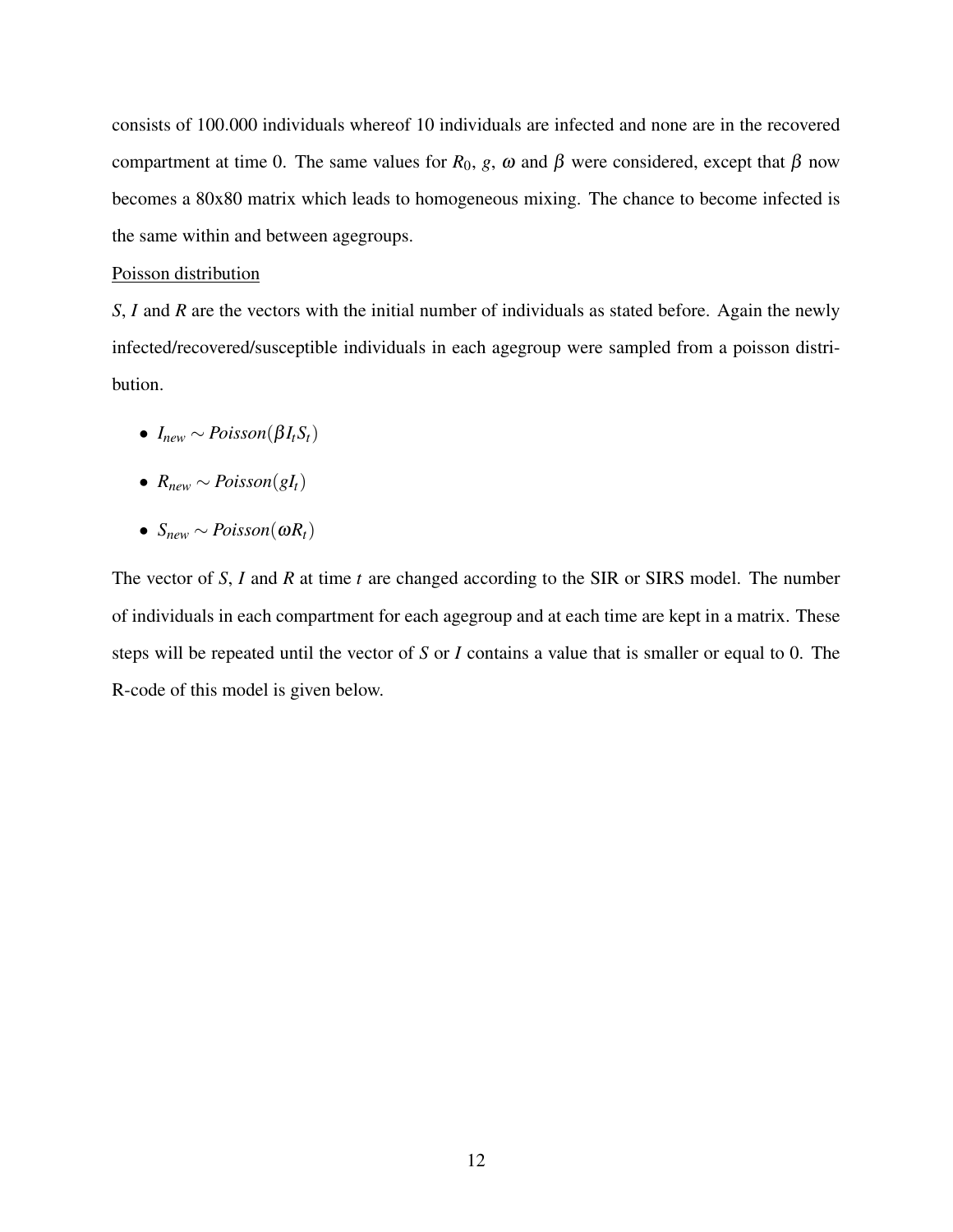consists of 100.000 individuals whereof 10 individuals are infected and none are in the recovered compartment at time 0. The same values for $R_0$, $g$, $\omega$ and $\beta$ were considered, except that $\beta$ now becomes a 80x80 matrix which leads to homogeneous mixing. The chance to become infected is the same within and between agegroups.

<u>Poisson distribution</u>

$S$, $I$ and $R$ are the vectors with the initial number of individuals as stated before. Again the newly infected/recovered/susceptible individuals in each agegroup were sampled from a poisson distribution.

- $I_{new} \sim Poisson(\beta I_t S_t)$
- $R_{new} \sim Poisson(g I_t)$
- $S_{new} \sim Poisson(\omega R_t)$

The vector of $S$, $I$ and $R$ at time $t$ are changed according to the SIR or SIRS model. The number of individuals in each compartment for each agegroup and at each time are kept in a matrix. These steps will be repeated until the vector of $S$ or $I$ contains a value that is smaller or equal to 0. The R-code of this model is given below.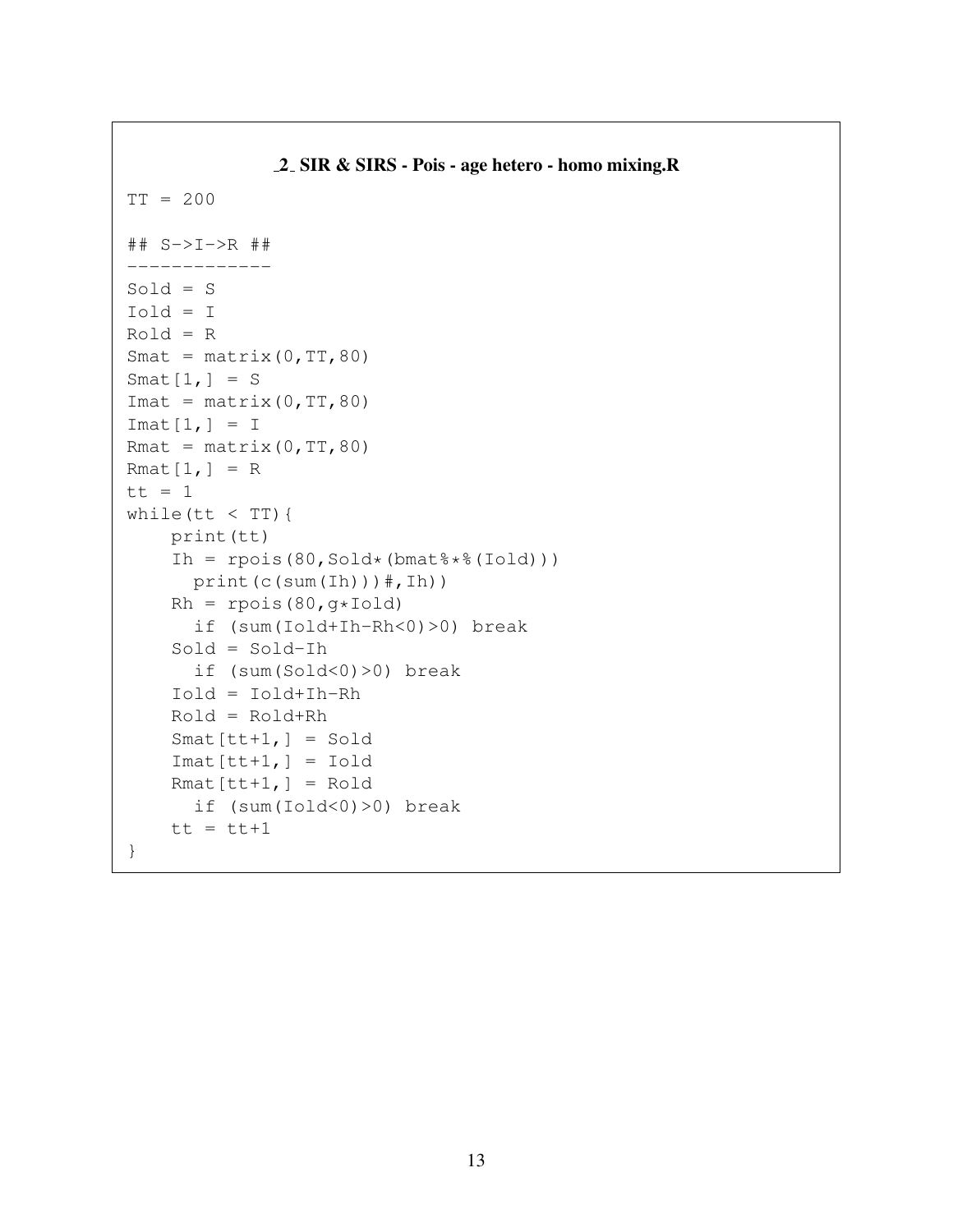**_2_ SIR & SIRS - Pois - age hetero - homo mixing.R**

```
TT = 200

## S->I->R ##
-------------
Sold = S
Iold = I
Rold = R
Smat = matrix(0,TT,80)
Smat[1,] = S
Imat = matrix(0,TT,80)
Imat[1,] = I
Rmat = matrix(0,TT,80)
Rmat[1,] = R
tt = 1
while(tt < TT){
    print(tt)
    Ih = rpois(80,Sold*(bmat%*%(Iold)))
      print(c(sum(Ih)))#,Ih))
    Rh = rpois(80,g*Iold)
      if (sum(Iold+Ih-Rh<0)>0) break
    Sold = Sold-Ih
      if (sum(Sold<0)>0) break
    Iold = Iold+Ih-Rh
    Rold = Rold+Rh
    Smat[tt+1,] = Sold
    Imat[tt+1,] = Iold
    Rmat[tt+1,] = Rold
      if (sum(Iold<0)>0) break
    tt = tt+1
}
```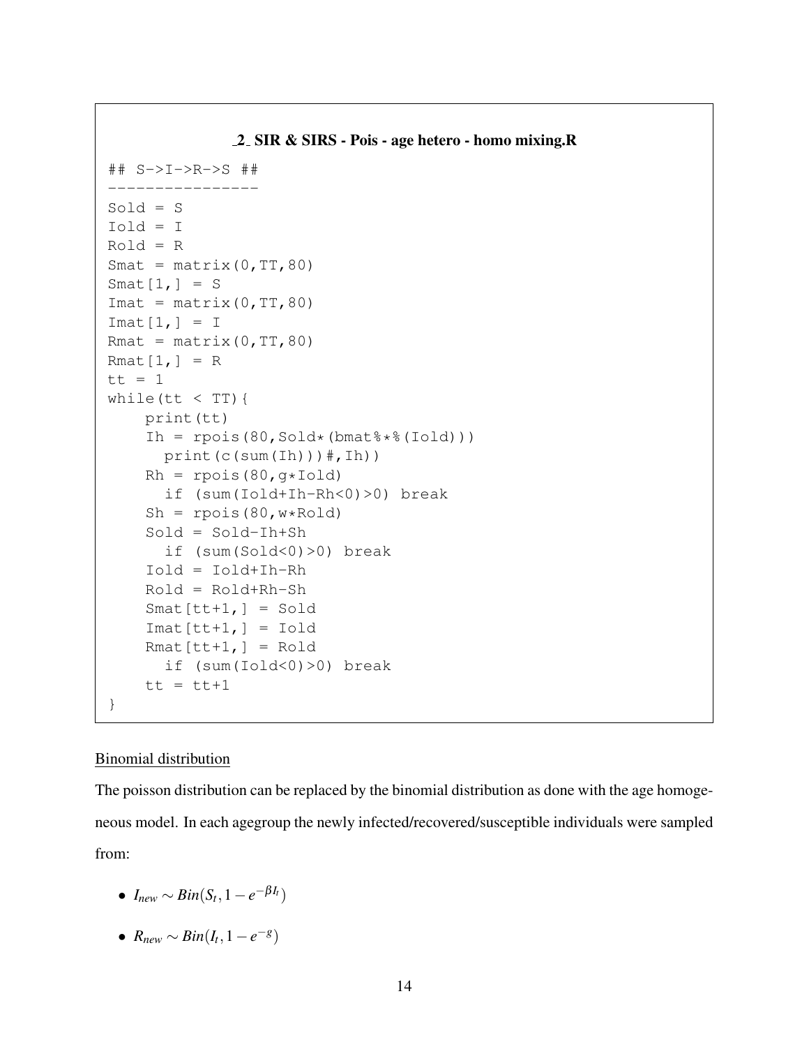**_2_ SIR & SIRS - Pois - age hetero - homo mixing.R**

```
## S->I->R->S ##
----------------
Sold = S
Iold = I
Rold = R
Smat = matrix(0,TT,80)
Smat[1,] = S
Imat = matrix(0,TT,80)
Imat[1,] = I
Rmat = matrix(0,TT,80)
Rmat[1,] = R
tt = 1
while(tt < TT){
    print(tt)
    Ih = rpois(80,Sold*(bmat%*%(Iold)))
      print(c(sum(Ih)))#,Ih))
    Rh = rpois(80,g*Iold)
      if (sum(Iold+Ih-Rh<0)>0) break
    Sh = rpois(80,w*Rold)
    Sold = Sold-Ih+Sh
      if (sum(Sold<0)>0) break
    Iold = Iold+Ih-Rh
    Rold = Rold+Rh-Sh
    Smat[tt+1,] = Sold
    Imat[tt+1,] = Iold
    Rmat[tt+1,] = Rold
      if (sum(Iold<0)>0) break
    tt = tt+1
}
```

<u>Binomial distribution</u>

The poisson distribution can be replaced by the binomial distribution as done with the age homogeneous model. In each agegroup the newly infected/recovered/susceptible individuals were sampled from:

- $I_{new} \sim Bin(S_t, 1 - e^{-\beta I_t})$
- $R_{new} \sim Bin(I_t, 1 - e^{-g})$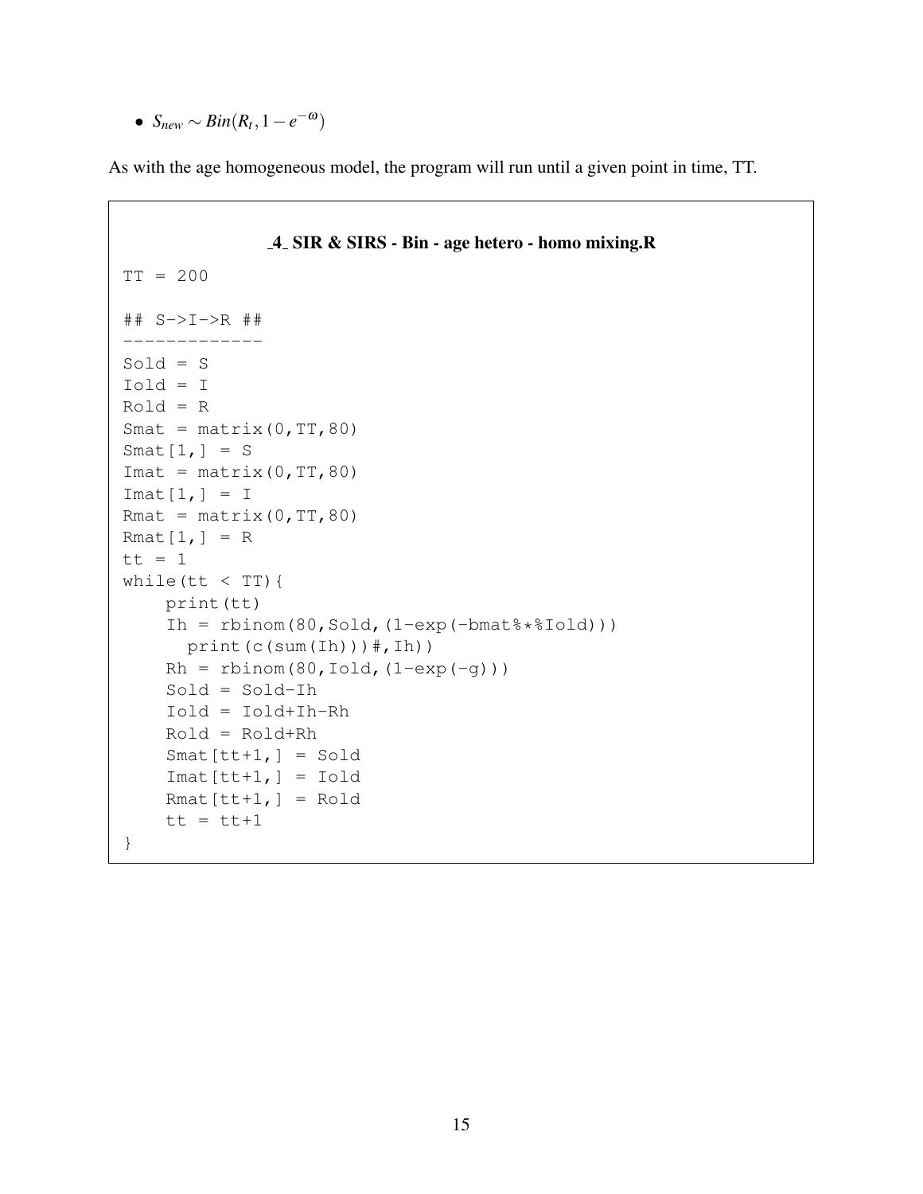- $S_{new} \sim Bin(R_t, 1 - e^{-\omega})$

As with the age homogeneous model, the program will run until a given point in time, TT.

**_4_ SIR & SIRS - Bin - age hetero - homo mixing.R**

```
TT = 200

## S->I->R ##
-------------
Sold = S
Iold = I
Rold = R
Smat = matrix(0,TT,80)
Smat[1,] = S
Imat = matrix(0,TT,80)
Imat[1,] = I
Rmat = matrix(0,TT,80)
Rmat[1,] = R
tt = 1
while(tt < TT){
    print(tt)
    Ih = rbinom(80,Sold,(1-exp(-bmat%*%Iold)))
      print(c(sum(Ih)))#,Ih))
    Rh = rbinom(80,Iold,(1-exp(-g)))
    Sold = Sold-Ih
    Iold = Iold+Ih-Rh
    Rold = Rold+Rh
    Smat[tt+1,] = Sold
    Imat[tt+1,] = Iold
    Rmat[tt+1,] = Rold
    tt = tt+1
}
```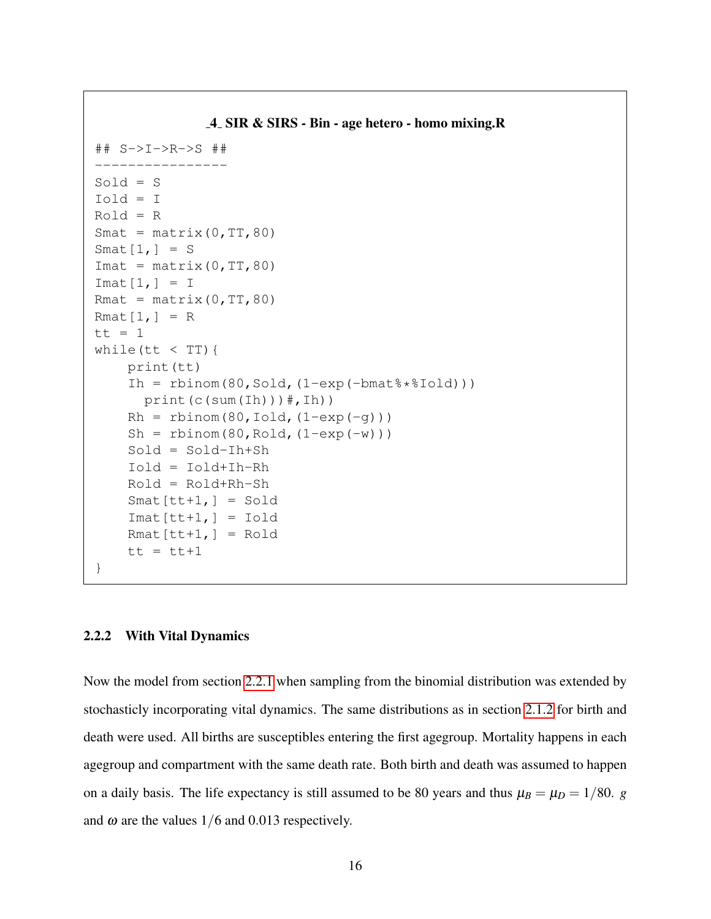**_4_ SIR & SIRS - Bin - age hetero - homo mixing.R**

```
## S->I->R->S ##
----------------
Sold = S
Iold = I
Rold = R
Smat = matrix(0,TT,80)
Smat[1,] = S
Imat = matrix(0,TT,80)
Imat[1,] = I
Rmat = matrix(0,TT,80)
Rmat[1,] = R
tt = 1
while(tt < TT){
    print(tt)
    Ih = rbinom(80,Sold,(1-exp(-bmat%*%Iold)))
      print(c(sum(Ih)))#,Ih))
    Rh = rbinom(80,Iold,(1-exp(-g)))
    Sh = rbinom(80,Rold,(1-exp(-w)))
    Sold = Sold-Ih+Sh
    Iold = Iold+Ih-Rh
    Rold = Rold+Rh-Sh
    Smat[tt+1,] = Sold
    Imat[tt+1,] = Iold
    Rmat[tt+1,] = Rold
    tt = tt+1
}
```

### 2.2.2 With Vital Dynamics

Now the model from section 2.2.1 when sampling from the binomial distribution was extended by stochasticly incorporating vital dynamics. The same distributions as in section 2.1.2 for birth and death were used. All births are susceptibles entering the first agegroup. Mortality happens in each agegroup and compartment with the same death rate. Both birth and death was assumed to happen on a daily basis. The life expectancy is still assumed to be 80 years and thus $\mu_B = \mu_D = 1/80$. $g$ and $\omega$ are the values $1/6$ and 0.013 respectively.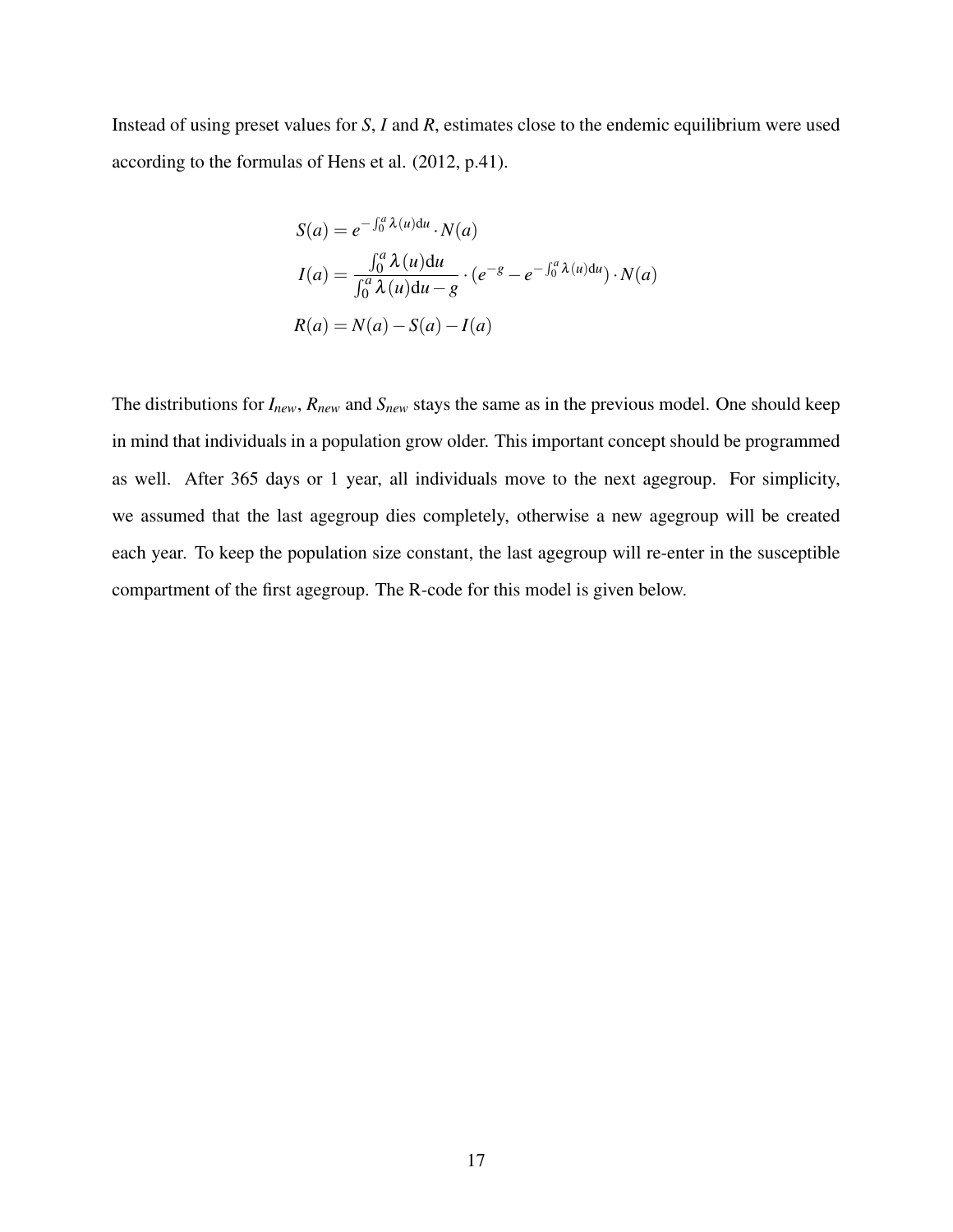Instead of using preset values for $S$, $I$ and $R$, estimates close to the endemic equilibrium were used according to the formulas of Hens et al. (2012, p.41).

$$
\begin{aligned}
S(a) &= e^{-\int_0^a \lambda(u)\mathrm{d}u} \cdot N(a) \\
I(a) &= \frac{\int_0^a \lambda(u)\mathrm{d}u}{\int_0^a \lambda(u)\mathrm{d}u - g} \cdot \left(e^{-g} - e^{-\int_0^a \lambda(u)\mathrm{d}u}\right) \cdot N(a) \\
R(a) &= N(a) - S(a) - I(a)
\end{aligned}
$$

The distributions for $I_{new}$, $R_{new}$ and $S_{new}$ stays the same as in the previous model. One should keep in mind that individuals in a population grow older. This important concept should be programmed as well. After 365 days or 1 year, all individuals move to the next agegroup. For simplicity, we assumed that the last agegroup dies completely, otherwise a new agegroup will be created each year. To keep the population size constant, the last agegroup will re-enter in the susceptible compartment of the first agegroup. The R-code for this model is given below.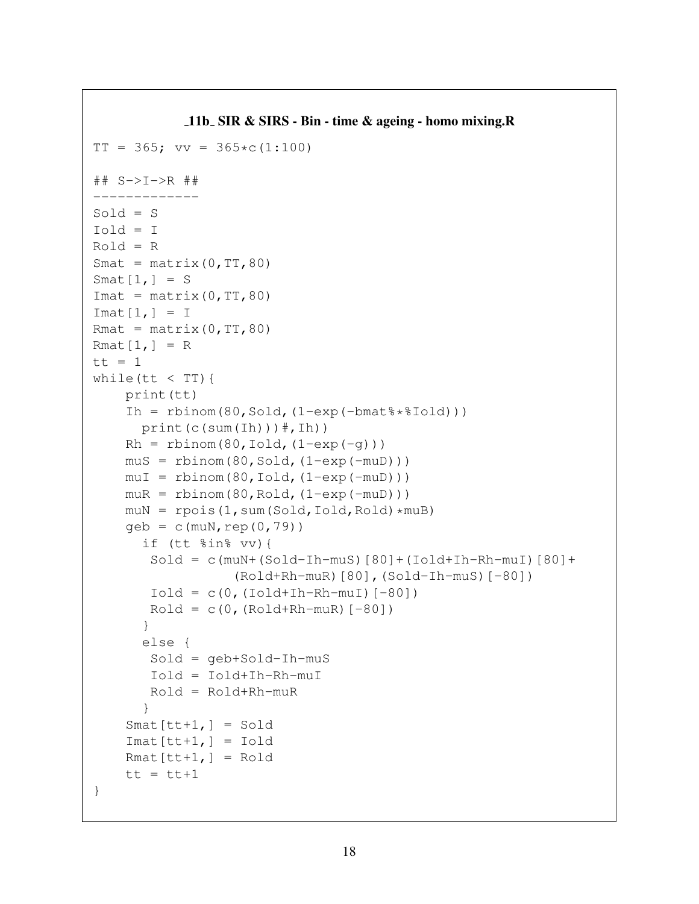**_11b_ SIR & SIRS - Bin - time & ageing - homo mixing.R**

```
TT = 365; vv = 365*c(1:100)

## S->I->R ##
-------------
Sold = S
Iold = I
Rold = R
Smat = matrix(0,TT,80)
Smat[1,] = S
Imat = matrix(0,TT,80)
Imat[1,] = I
Rmat = matrix(0,TT,80)
Rmat[1,] = R
tt = 1
while(tt < TT){
    print(tt)
    Ih = rbinom(80,Sold,(1-exp(-bmat%*%Iold)))
      print(c(sum(Ih)))#,Ih))
    Rh = rbinom(80,Iold,(1-exp(-g)))
    muS = rbinom(80,Sold,(1-exp(-muD)))
    muI = rbinom(80,Iold,(1-exp(-muD)))
    muR = rbinom(80,Rold,(1-exp(-muD)))
    muN = rpois(1,sum(Sold,Iold,Rold)*muB)
    geb = c(muN,rep(0,79))
      if (tt %in% vv){
       Sold = c(muN+(Sold-Ih-muS)[80]+(Iold+Ih-Rh-muI)[80]+
                  (Rold+Rh-muR)[80],(Sold-Ih-muS)[-80])
       Iold = c(0,(Iold+Ih-Rh-muI)[-80])
       Rold = c(0,(Rold+Rh-muR)[-80])
      }
      else {
       Sold = geb+Sold-Ih-muS
       Iold = Iold+Ih-Rh-muI
       Rold = Rold+Rh-muR
      }
    Smat[tt+1,] = Sold
    Imat[tt+1,] = Iold
    Rmat[tt+1,] = Rold
    tt = tt+1
}
```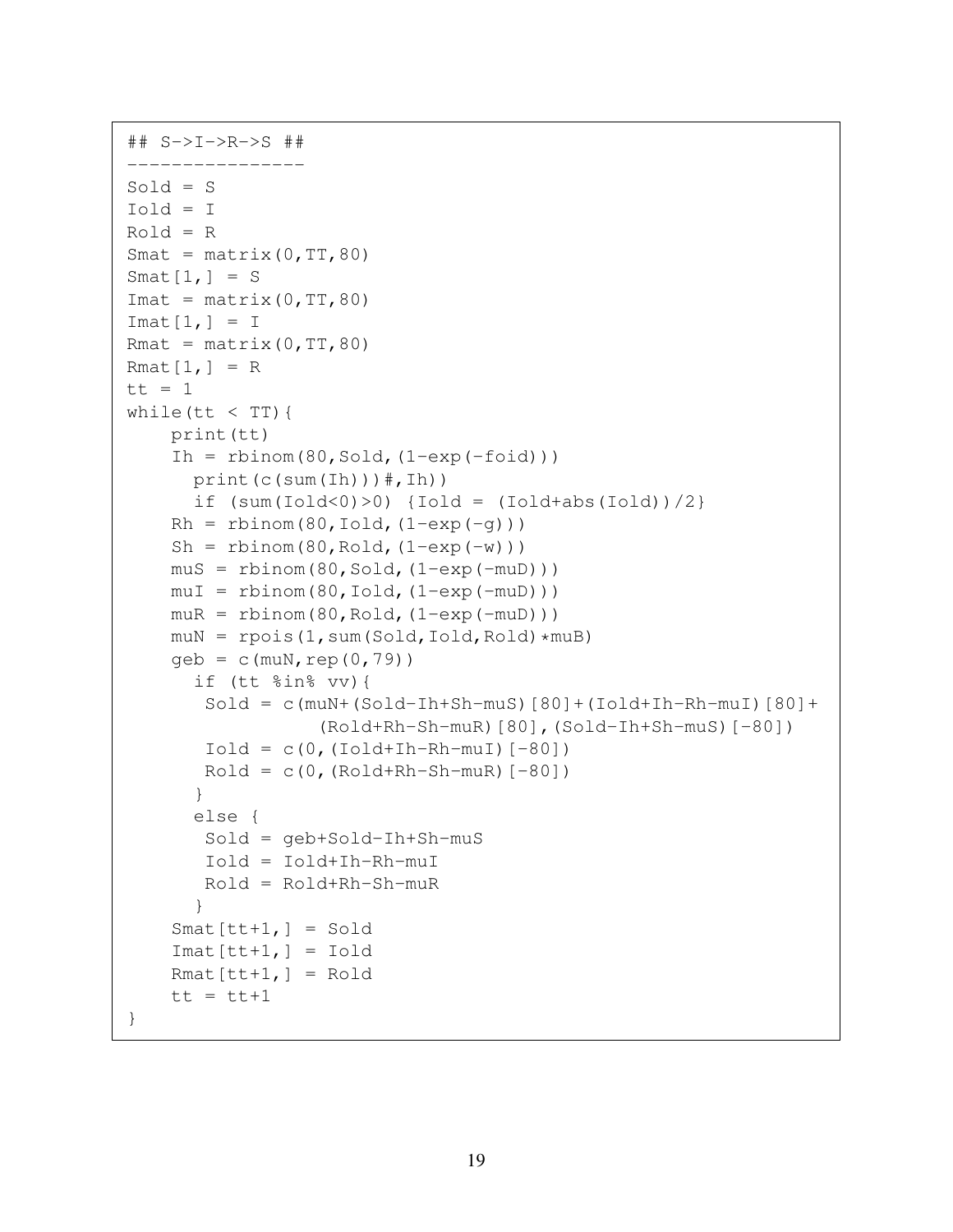```
## S->I->R->S ##
----------------
Sold = S
Iold = I
Rold = R
Smat = matrix(0,TT,80)
Smat[1,] = S
Imat = matrix(0,TT,80)
Imat[1,] = I
Rmat = matrix(0,TT,80)
Rmat[1,] = R
tt = 1
while(tt < TT){
    print(tt)
    Ih = rbinom(80,Sold,(1-exp(-foid)))
      print(c(sum(Ih)))#,Ih))
      if (sum(Iold<0)>0) {Iold = (Iold+abs(Iold))/2}
    Rh = rbinom(80,Iold,(1-exp(-g)))
    Sh = rbinom(80,Rold,(1-exp(-w)))
    muS = rbinom(80,Sold,(1-exp(-muD)))
    muI = rbinom(80,Iold,(1-exp(-muD)))
    muR = rbinom(80,Rold,(1-exp(-muD)))
    muN = rpois(1,sum(Sold,Iold,Rold)*muB)
    geb = c(muN,rep(0,79))
      if (tt %in% vv){
       Sold = c(muN+(Sold-Ih+Sh-muS)[80]+(Iold+Ih-Rh-muI)[80]+
                  (Rold+Rh-Sh-muR)[80],(Sold-Ih+Sh-muS)[-80])
       Iold = c(0,(Iold+Ih-Rh-muI)[-80])
       Rold = c(0,(Rold+Rh-Sh-muR)[-80])
      }
      else {
       Sold = geb+Sold-Ih+Sh-muS
       Iold = Iold+Ih-Rh-muI
       Rold = Rold+Rh-Sh-muR
      }
    Smat[tt+1,] = Sold
    Imat[tt+1,] = Iold
    Rmat[tt+1,] = Rold
    tt = tt+1
}
```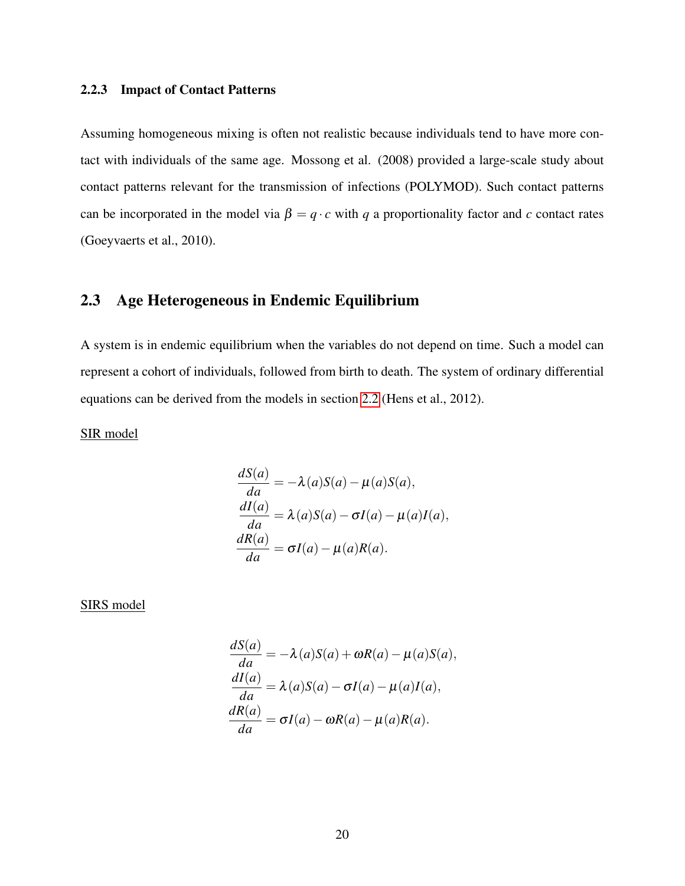### 2.2.3 Impact of Contact Patterns

Assuming homogeneous mixing is often not realistic because individuals tend to have more contact with individuals of the same age. Mossong et al. (2008) provided a large-scale study about contact patterns relevant for the transmission of infections (POLYMOD). Such contact patterns can be incorporated in the model via $\beta = q \cdot c$ with $q$ a proportionality factor and $c$ contact rates (Goeyvaerts et al., 2010).

## 2.3 Age Heterogeneous in Endemic Equilibrium

A system is in endemic equilibrium when the variables do not depend on time. Such a model can represent a cohort of individuals, followed from birth to death. The system of ordinary differential equations can be derived from the models in section 2.2 (Hens et al., 2012).

SIR model

$$
\begin{aligned}
\frac{dS(a)}{da} &= -\lambda(a)S(a) - \mu(a)S(a), \\
\frac{dI(a)}{da} &= \lambda(a)S(a) - \sigma I(a) - \mu(a)I(a), \\
\frac{dR(a)}{da} &= \sigma I(a) - \mu(a)R(a).
\end{aligned}
$$

SIRS model

$$
\begin{aligned}
\frac{dS(a)}{da} &= -\lambda(a)S(a) + \omega R(a) - \mu(a)S(a), \\
\frac{dI(a)}{da} &= \lambda(a)S(a) - \sigma I(a) - \mu(a)I(a), \\
\frac{dR(a)}{da} &= \sigma I(a) - \omega R(a) - \mu(a)R(a).
\end{aligned}
$$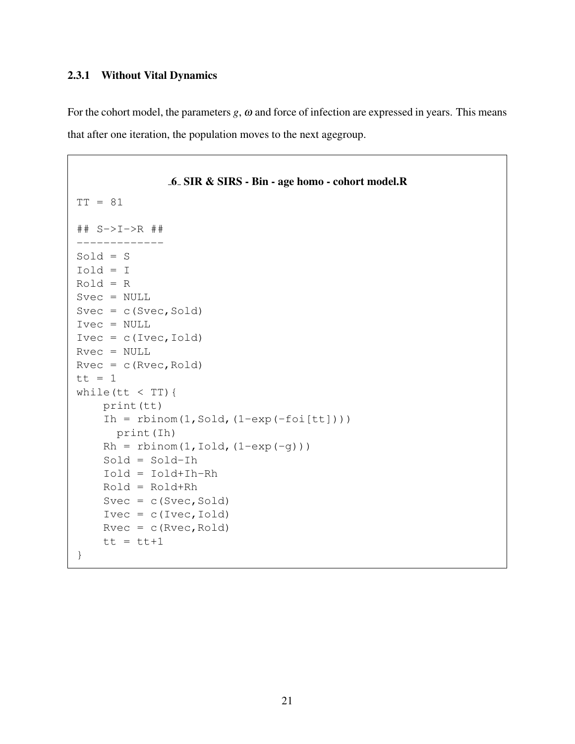### 2.3.1 Without Vital Dynamics

For the cohort model, the parameters $g$, $\omega$ and force of infection are expressed in years. This means that after one iteration, the population moves to the next agegroup.

**_6_ SIR & SIRS - Bin - age homo - cohort model.R**

```
TT = 81

## S->I->R ##
-------------
Sold = S
Iold = I
Rold = R
Svec = NULL
Svec = c(Svec,Sold)
Ivec = NULL
Ivec = c(Ivec,Iold)
Rvec = NULL
Rvec = c(Rvec,Rold)
tt = 1
while(tt < TT){
    print(tt)
    Ih = rbinom(1,Sold,(1-exp(-foi[tt])))
      print(Ih)
    Rh = rbinom(1,Iold,(1-exp(-g)))
    Sold = Sold-Ih
    Iold = Iold+Ih-Rh
    Rold = Rold+Rh
    Svec = c(Svec,Sold)
    Ivec = c(Ivec,Iold)
    Rvec = c(Rvec,Rold)
    tt = tt+1
}
```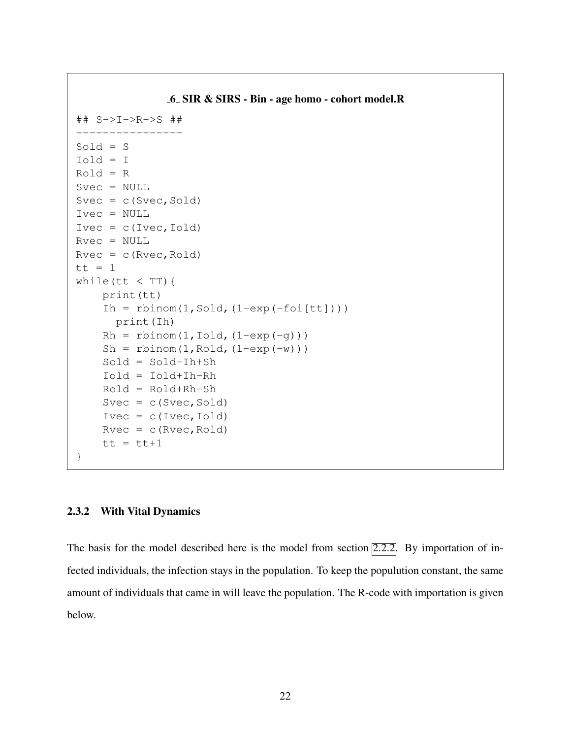**_6_ SIR & SIRS - Bin - age homo - cohort model.R**

```
## S->I->R->S ##
----------------
Sold = S
Iold = I
Rold = R
Svec = NULL
Svec = c(Svec,Sold)
Ivec = NULL
Ivec = c(Ivec,Iold)
Rvec = NULL
Rvec = c(Rvec,Rold)
tt = 1
while(tt < TT){
    print(tt)
    Ih = rbinom(1,Sold,(1-exp(-foi[tt])))
      print(Ih)
    Rh = rbinom(1,Iold,(1-exp(-g)))
    Sh = rbinom(1,Rold,(1-exp(-w)))
    Sold = Sold-Ih+Sh
    Iold = Iold+Ih-Rh
    Rold = Rold+Rh-Sh
    Svec = c(Svec,Sold)
    Ivec = c(Ivec,Iold)
    Rvec = c(Rvec,Rold)
    tt = tt+1
}
```

### 2.3.2 With Vital Dynamics

The basis for the model described here is the model from section 2.2.2. By importation of infected individuals, the infection stays in the population. To keep the populution constant, the same amount of individuals that came in will leave the population. The R-code with importation is given below.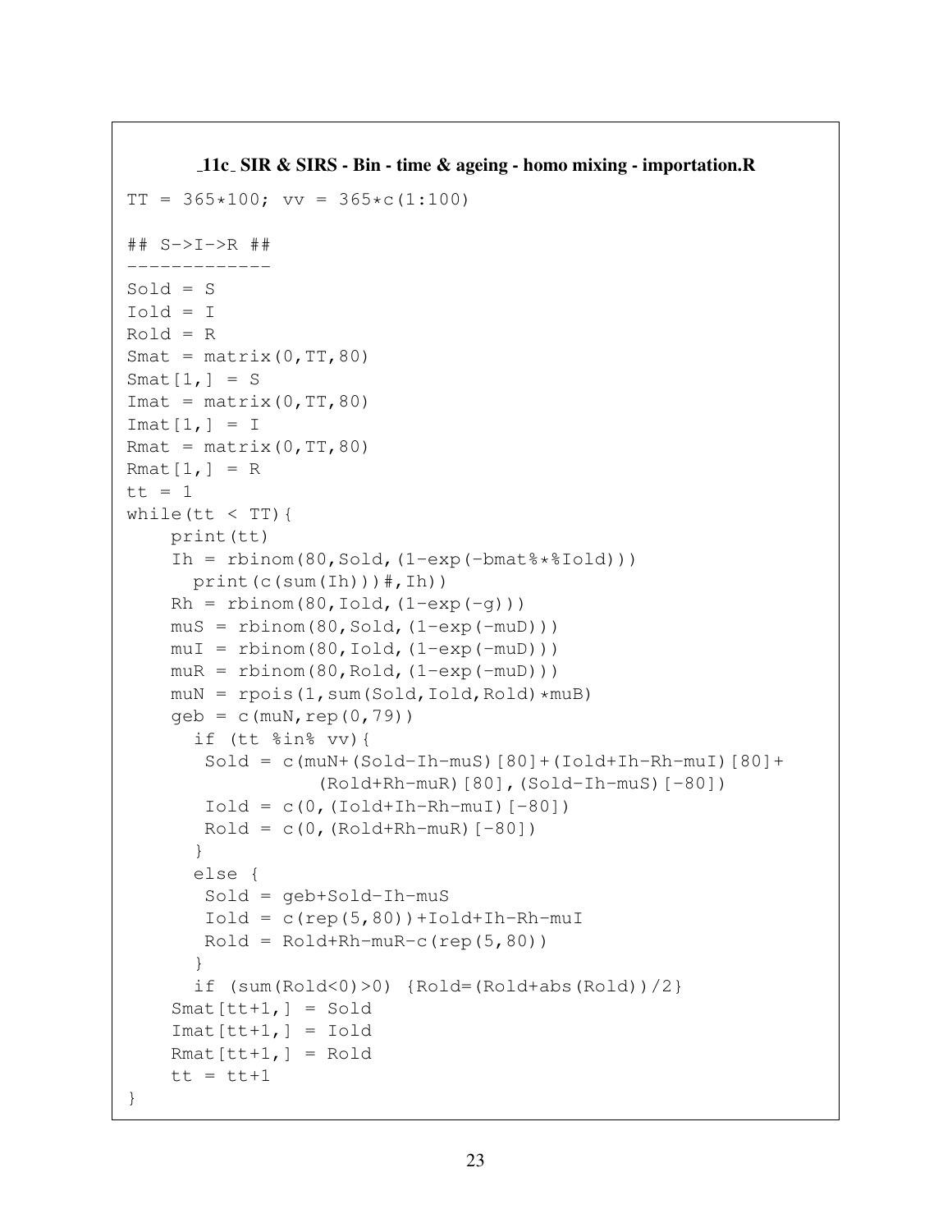**_11c_ SIR & SIRS - Bin - time & ageing - homo mixing - importation.R**

```
TT = 365*100; vv = 365*c(1:100)

## S->I->R ##
-------------
Sold = S
Iold = I
Rold = R
Smat = matrix(0,TT,80)
Smat[1,] = S
Imat = matrix(0,TT,80)
Imat[1,] = I
Rmat = matrix(0,TT,80)
Rmat[1,] = R
tt = 1
while(tt < TT){
    print(tt)
    Ih = rbinom(80,Sold,(1-exp(-bmat%*%Iold)))
      print(c(sum(Ih)))#,Ih))
    Rh = rbinom(80,Iold,(1-exp(-g)))
    muS = rbinom(80,Sold,(1-exp(-muD)))
    muI = rbinom(80,Iold,(1-exp(-muD)))
    muR = rbinom(80,Rold,(1-exp(-muD)))
    muN = rpois(1,sum(Sold,Iold,Rold)*muB)
    geb = c(muN,rep(0,79))
      if (tt %in% vv){
       Sold = c(muN+(Sold-Ih-muS)[80]+(Iold+Ih-Rh-muI)[80]+
                  (Rold+Rh-muR)[80],(Sold-Ih-muS)[-80])
       Iold = c(0,(Iold+Ih-Rh-muI)[-80])
       Rold = c(0,(Rold+Rh-muR)[-80])
      }
      else {
       Sold = geb+Sold-Ih-muS
       Iold = c(rep(5,80))+Iold+Ih-Rh-muI
       Rold = Rold+Rh-muR-c(rep(5,80))
      }
      if (sum(Rold<0)>0) {Rold=(Rold+abs(Rold))/2}
    Smat[tt+1,] = Sold
    Imat[tt+1,] = Iold
    Rmat[tt+1,] = Rold
    tt = tt+1
}
```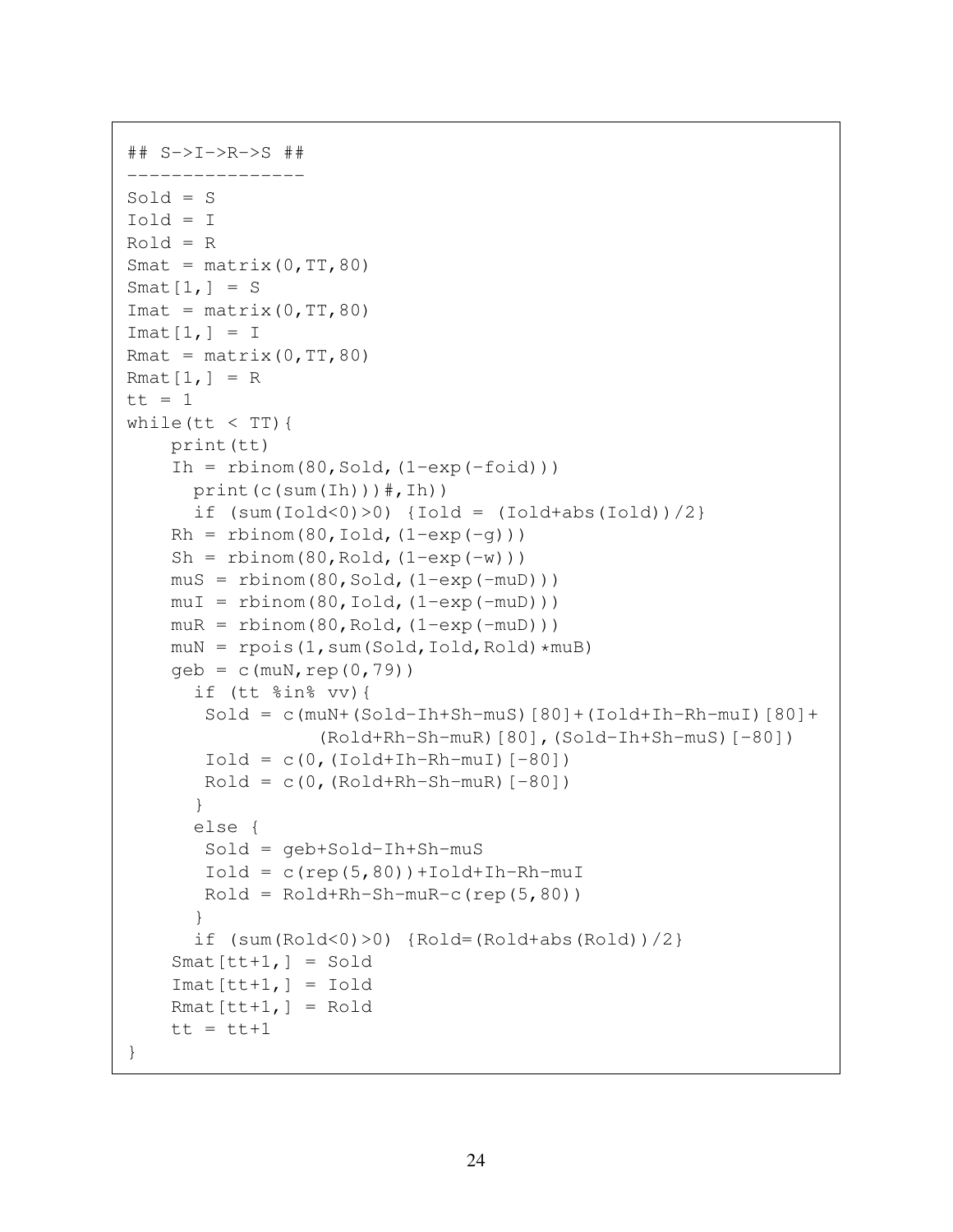```
## S->I->R->S ##
----------------
Sold = S
Iold = I
Rold = R
Smat = matrix(0,TT,80)
Smat[1,] = S
Imat = matrix(0,TT,80)
Imat[1,] = I
Rmat = matrix(0,TT,80)
Rmat[1,] = R
tt = 1
while(tt < TT){
    print(tt)
    Ih = rbinom(80,Sold,(1-exp(-foid)))
      print(c(sum(Ih)))#,Ih))
      if (sum(Iold<0)>0) {Iold = (Iold+abs(Iold))/2}
    Rh = rbinom(80,Iold,(1-exp(-g)))
    Sh = rbinom(80,Rold,(1-exp(-w)))
    muS = rbinom(80,Sold,(1-exp(-muD)))
    muI = rbinom(80,Iold,(1-exp(-muD)))
    muR = rbinom(80,Rold,(1-exp(-muD)))
    muN = rpois(1,sum(Sold,Iold,Rold)*muB)
    geb = c(muN,rep(0,79))
      if (tt %in% vv){
       Sold = c(muN+(Sold-Ih+Sh-muS)[80]+(Iold+Ih-Rh-muI)[80]+
                 (Rold+Rh-Sh-muR)[80],(Sold-Ih+Sh-muS)[-80])
       Iold = c(0,(Iold+Ih-Rh-muI)[-80])
       Rold = c(0,(Rold+Rh-Sh-muR)[-80])
      }
      else {
       Sold = geb+Sold-Ih+Sh-muS
       Iold = c(rep(5,80))+Iold+Ih-Rh-muI
       Rold = Rold+Rh-Sh-muR-c(rep(5,80))
      }
      if (sum(Rold<0)>0) {Rold=(Rold+abs(Rold))/2}
    Smat[tt+1,] = Sold
    Imat[tt+1,] = Iold
    Rmat[tt+1,] = Rold
    tt = tt+1
}
```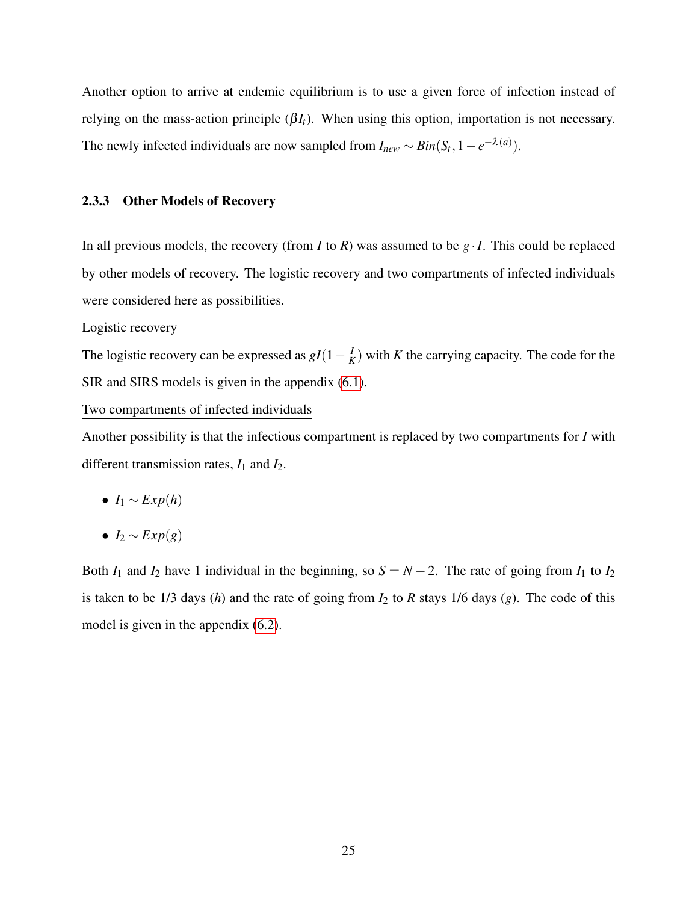Another option to arrive at endemic equilibrium is to use a given force of infection instead of relying on the mass-action principle ($\beta I_t$). When using this option, importation is not necessary. The newly infected individuals are now sampled from $I_{new} \sim Bin(S_t, 1 - e^{-\lambda(a)})$.

### 2.3.3 Other Models of Recovery

In all previous models, the recovery (from $I$ to $R$) was assumed to be $g \cdot I$. This could be replaced by other models of recovery. The logistic recovery and two compartments of infected individuals were considered here as possibilities.

Logistic recovery

The logistic recovery can be expressed as $gI(1 - \frac{I}{K})$ with $K$ the carrying capacity. The code for the SIR and SIRS models is given in the appendix (6.1).

Two compartments of infected individuals

Another possibility is that the infectious compartment is replaced by two compartments for $I$ with different transmission rates, $I_1$ and $I_2$.

- $I_1 \sim Exp(h)$
- $I_2 \sim Exp(g)$

Both $I_1$ and $I_2$ have 1 individual in the beginning, so $S = N - 2$. The rate of going from $I_1$ to $I_2$ is taken to be 1/3 days ($h$) and the rate of going from $I_2$ to $R$ stays 1/6 days ($g$). The code of this model is given in the appendix (6.2).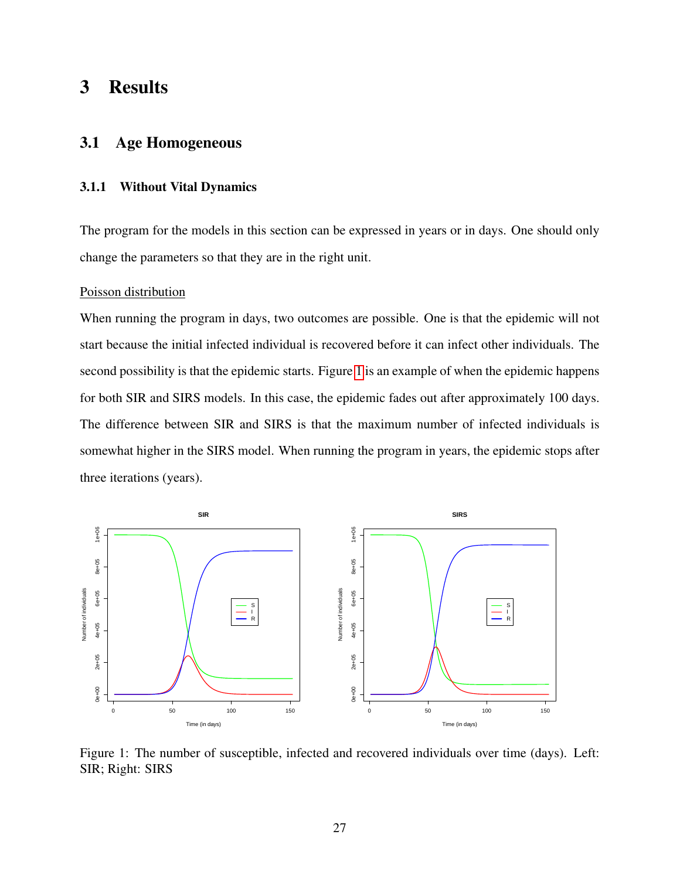# 3 Results

## 3.1 Age Homogeneous

### 3.1.1 Without Vital Dynamics

The program for the models in this section can be expressed in years or in days. One should only change the parameters so that they are in the right unit.

Poisson distribution

When running the program in days, two outcomes are possible. One is that the epidemic will not start because the initial infected individual is recovered before it can infect other individuals. The second possibility is that the epidemic starts. Figure 1 is an example of when the epidemic happens for both SIR and SIRS models. In this case, the epidemic fades out after approximately 100 days. The difference between SIR and SIRS is that the maximum number of infected individuals is somewhat higher in the SIRS model. When running the program in years, the epidemic stops after three iterations (years).

Figure 1: The number of susceptible, infected and recovered individuals over time (days). Left: SIR; Right: SIRS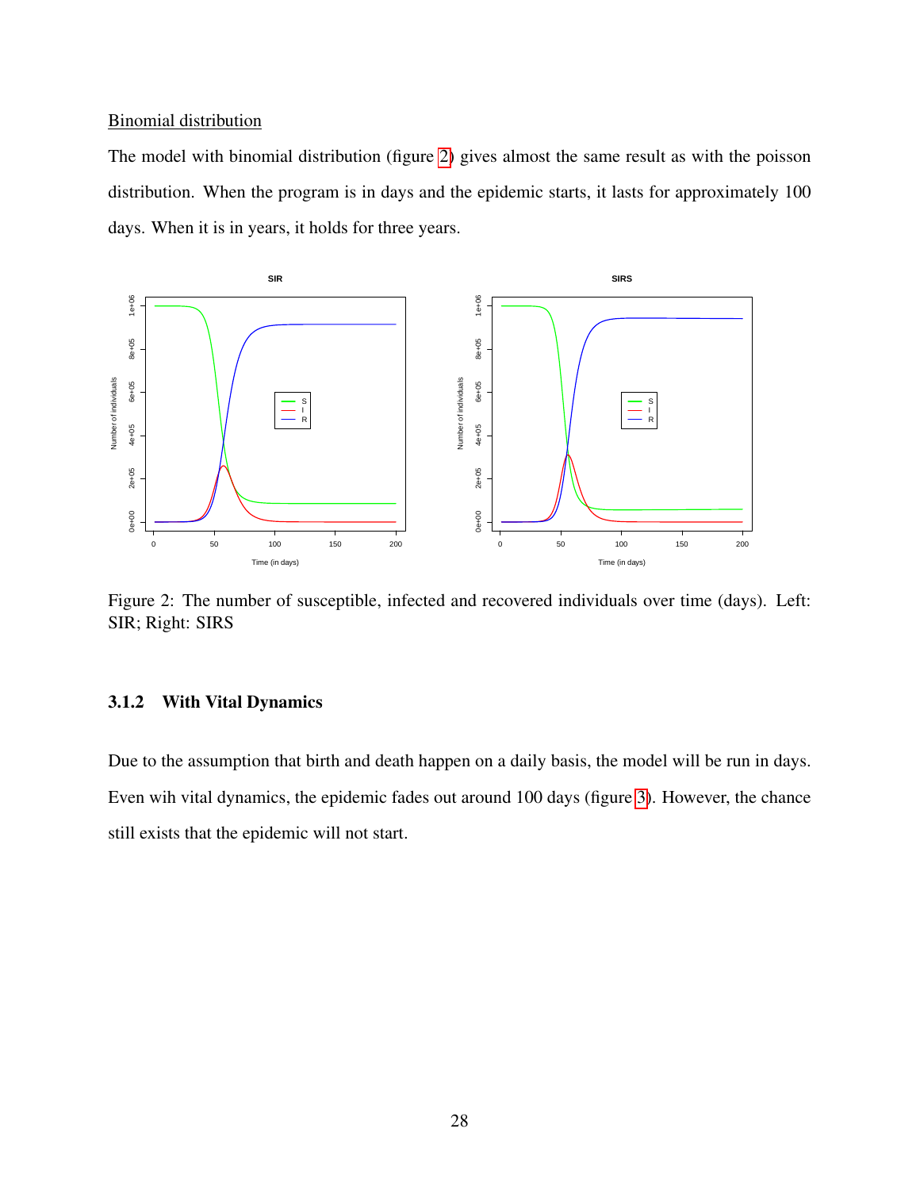Binomial distribution

The model with binomial distribution (figure 2) gives almost the same result as with the poisson distribution. When the program is in days and the epidemic starts, it lasts for approximately 100 days. When it is in years, it holds for three years.

Figure 2: The number of susceptible, infected and recovered individuals over time (days). Left: SIR; Right: SIRS

### 3.1.2 With Vital Dynamics

Due to the assumption that birth and death happen on a daily basis, the model will be run in days. Even wih vital dynamics, the epidemic fades out around 100 days (figure 3). However, the chance still exists that the epidemic will not start.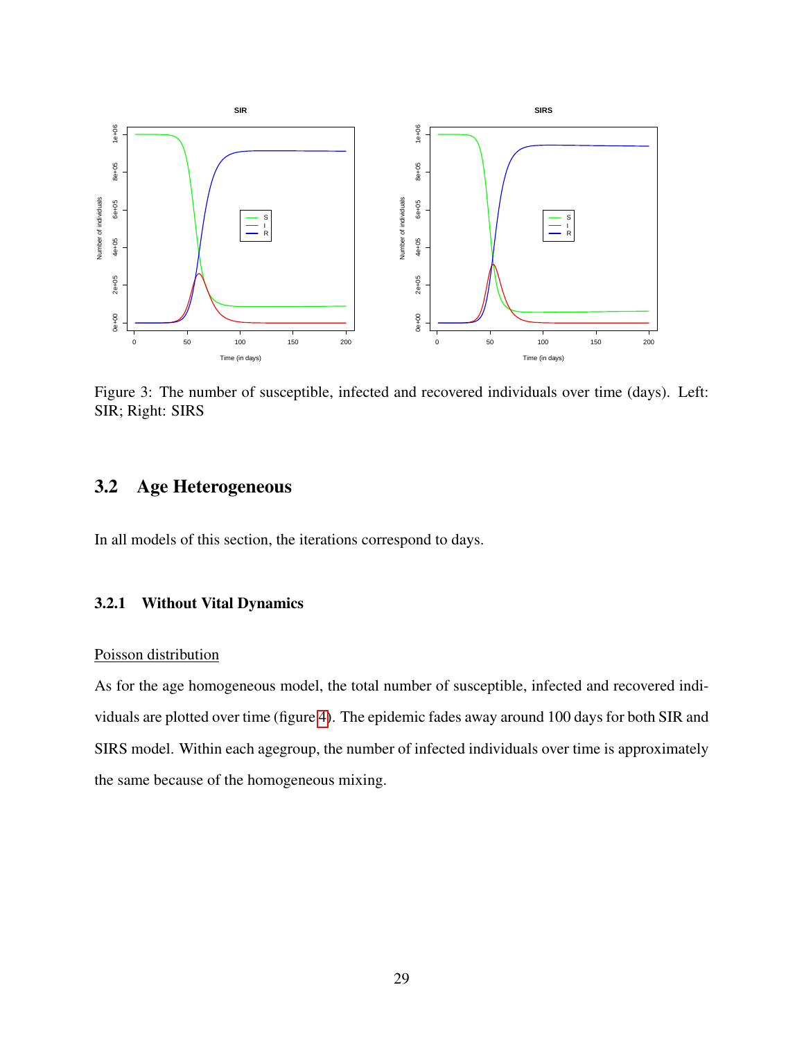Figure 3: The number of susceptible, infected and recovered individuals over time (days). Left: SIR; Right: SIRS

## 3.2 Age Heterogeneous

In all models of this section, the iterations correspond to days.

### 3.2.1 Without Vital Dynamics

Poisson distribution

As for the age homogeneous model, the total number of susceptible, infected and recovered individuals are plotted over time (figure 4). The epidemic fades away around 100 days for both SIR and SIRS model. Within each agegroup, the number of infected individuals over time is approximately the same because of the homogeneous mixing.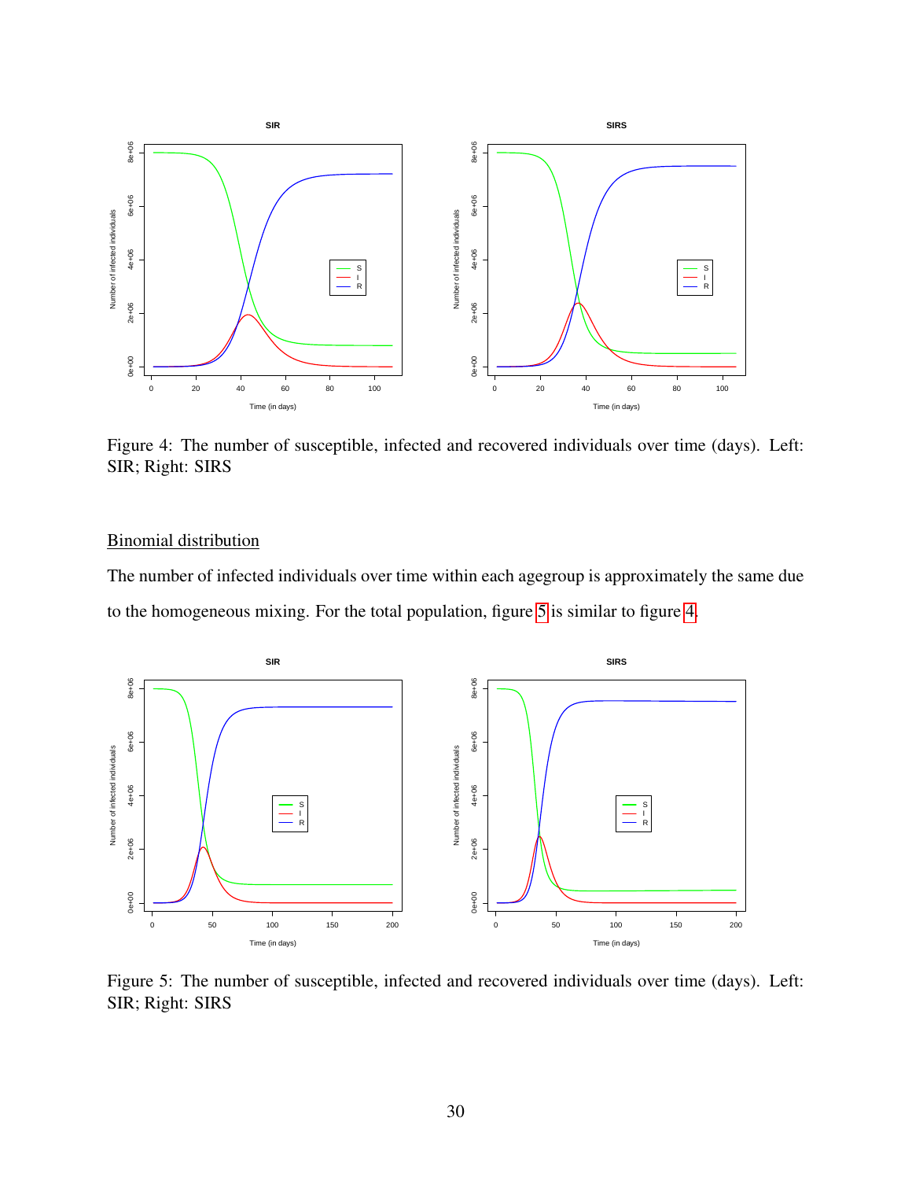Figure 4: The number of susceptible, infected and recovered individuals over time (days). Left: SIR; Right: SIRS

<u>Binomial distribution</u>

The number of infected individuals over time within each agegroup is approximately the same due to the homogeneous mixing. For the total population, figure 5 is similar to figure 4.

Figure 5: The number of susceptible, infected and recovered individuals over time (days). Left: SIR; Right: SIRS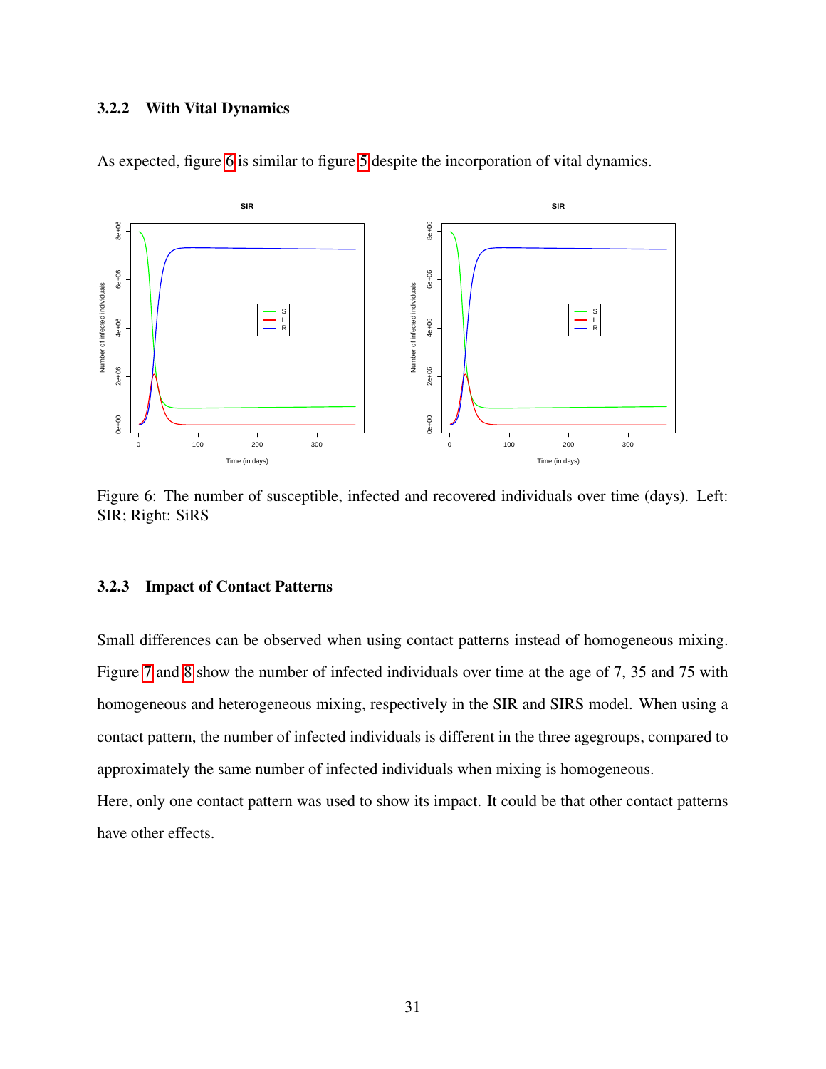### 3.2.2 With Vital Dynamics

As expected, figure 6 is similar to figure 5 despite the incorporation of vital dynamics.

Figure 6: The number of susceptible, infected and recovered individuals over time (days). Left: SIR; Right: SiRS

### 3.2.3 Impact of Contact Patterns

Small differences can be observed when using contact patterns instead of homogeneous mixing. Figure 7 and 8 show the number of infected individuals over time at the age of 7, 35 and 75 with homogeneous and heterogeneous mixing, respectively in the SIR and SIRS model. When using a contact pattern, the number of infected individuals is different in the three agegroups, compared to approximately the same number of infected individuals when mixing is homogeneous.

Here, only one contact pattern was used to show its impact. It could be that other contact patterns have other effects.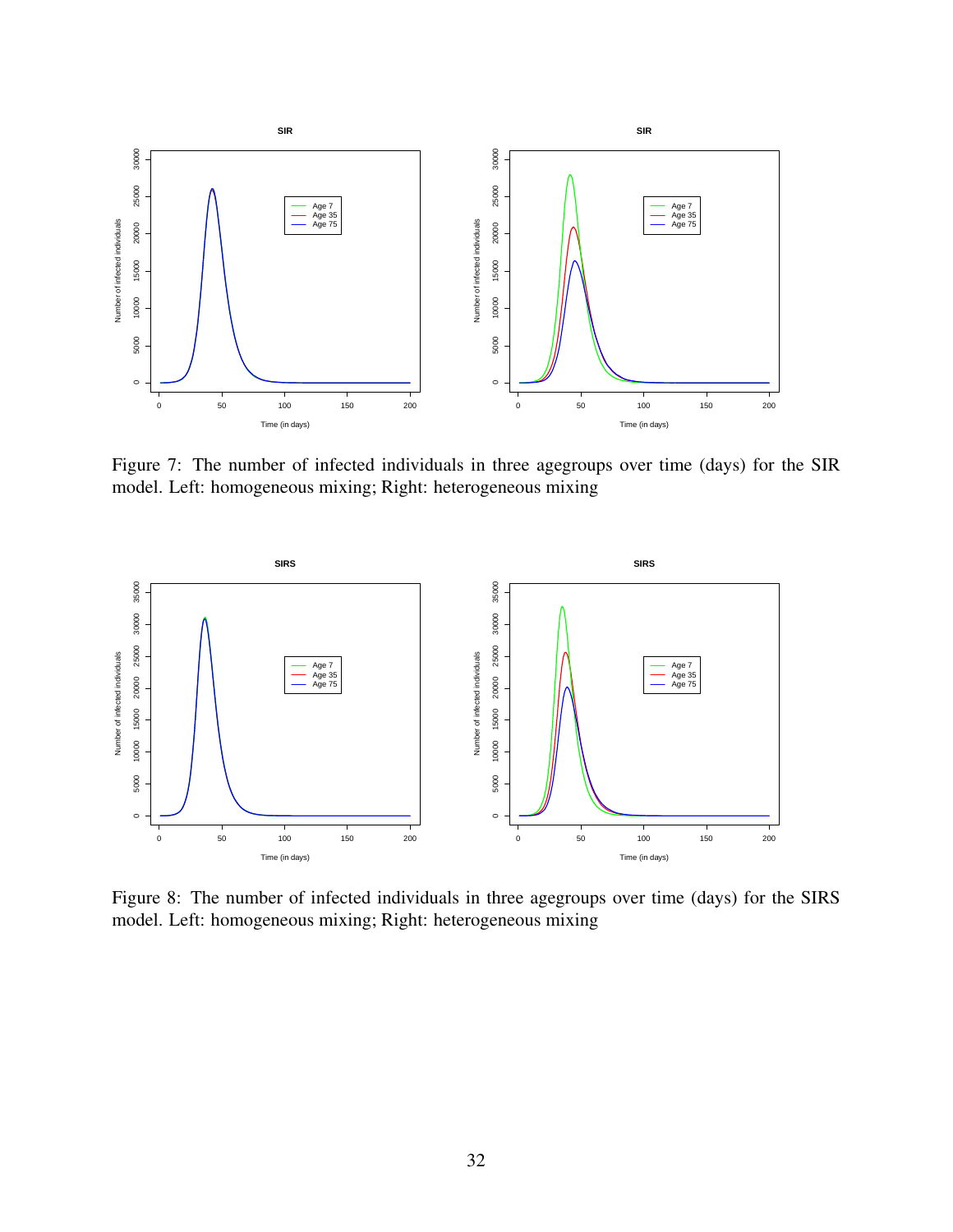Figure 7: The number of infected individuals in three agegroups over time (days) for the SIR model. Left: homogeneous mixing; Right: heterogeneous mixing

Figure 8: The number of infected individuals in three agegroups over time (days) for the SIRS model. Left: homogeneous mixing; Right: heterogeneous mixing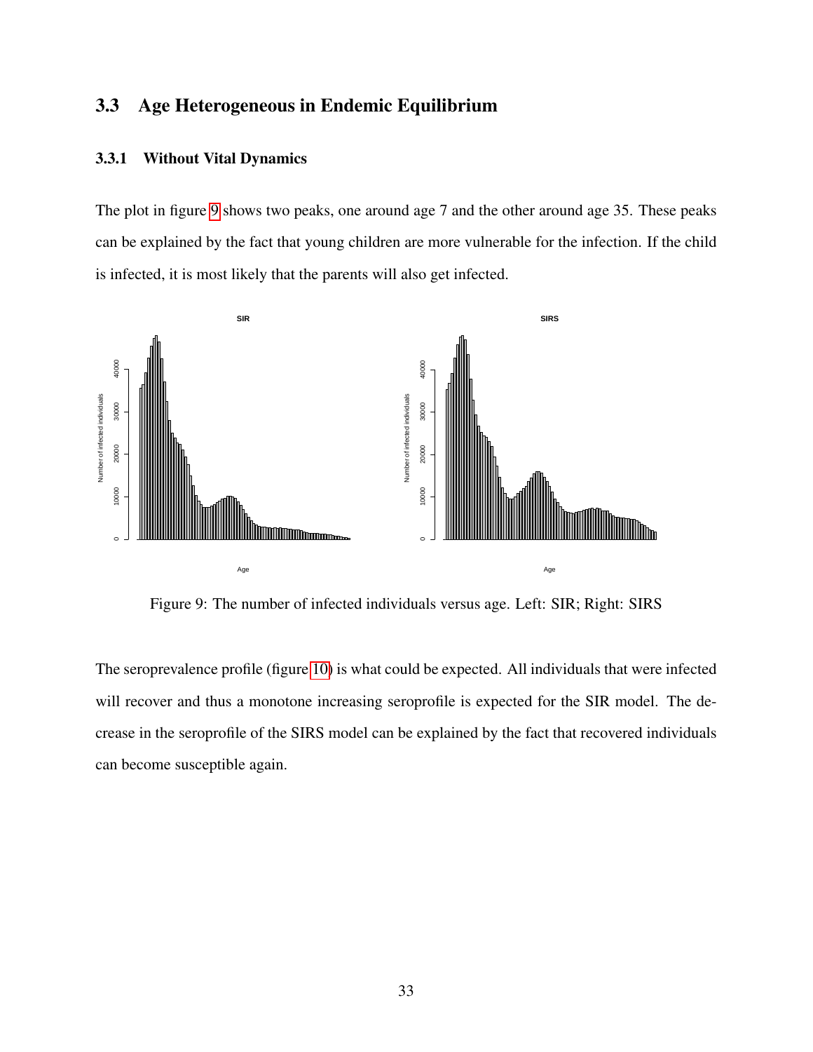## 3.3 Age Heterogeneous in Endemic Equilibrium

### 3.3.1 Without Vital Dynamics

The plot in figure 9 shows two peaks, one around age 7 and the other around age 35. These peaks can be explained by the fact that young children are more vulnerable for the infection. If the child is infected, it is most likely that the parents will also get infected.

Figure 9: The number of infected individuals versus age. Left: SIR; Right: SIRS

The seroprevalence profile (figure 10) is what could be expected. All individuals that were infected will recover and thus a monotone increasing seroprofile is expected for the SIR model. The decrease in the seroprofile of the SIRS model can be explained by the fact that recovered individuals can become susceptible again.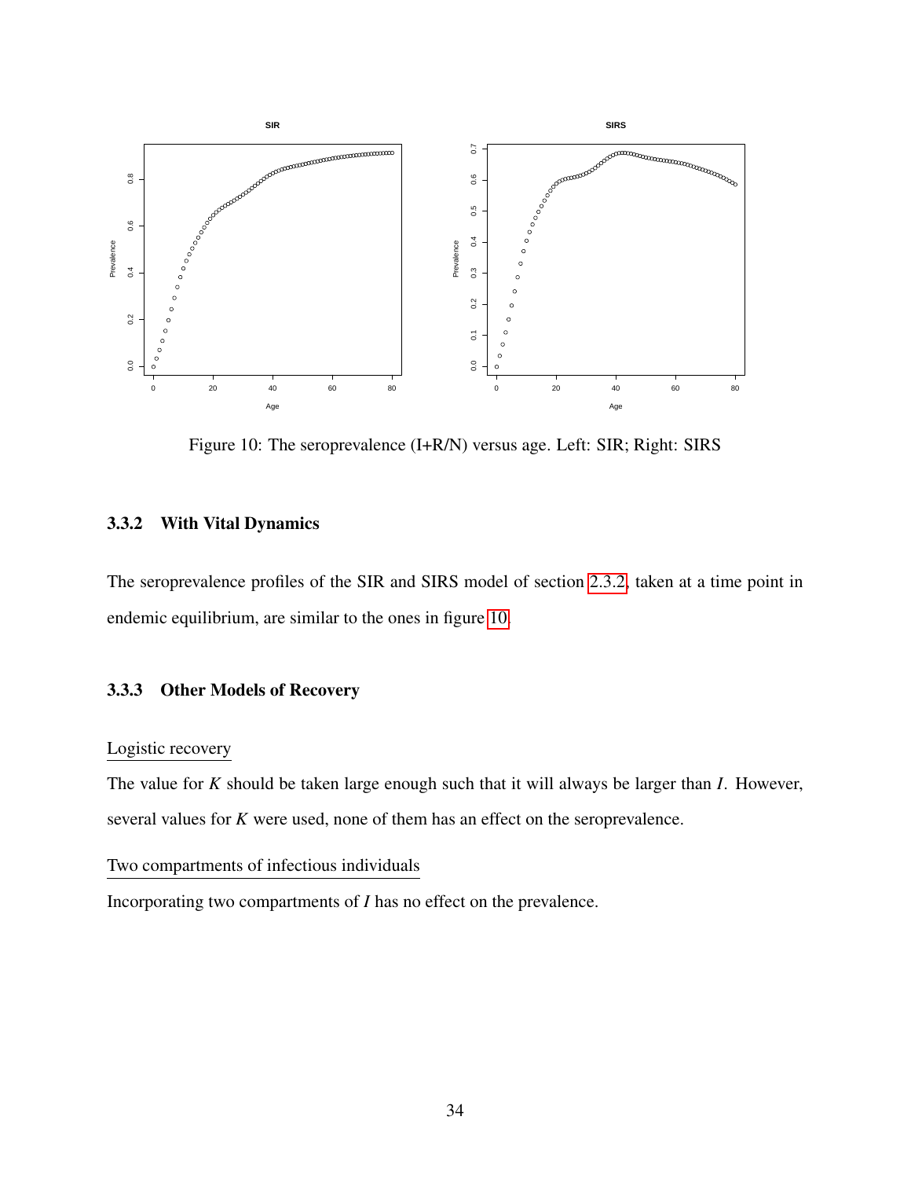Figure 10: The seroprevalence (I+R/N) versus age. Left: SIR; Right: SIRS

### 3.3.2 With Vital Dynamics

The seroprevalence profiles of the SIR and SIRS model of section 2.3.2, taken at a time point in endemic equilibrium, are similar to the ones in figure 10.

### 3.3.3 Other Models of Recovery

Logistic recovery

The value for $K$ should be taken large enough such that it will always be larger than $I$. However, several values for $K$ were used, none of them has an effect on the seroprevalence.

Two compartments of infectious individuals

Incorporating two compartments of $I$ has no effect on the prevalence.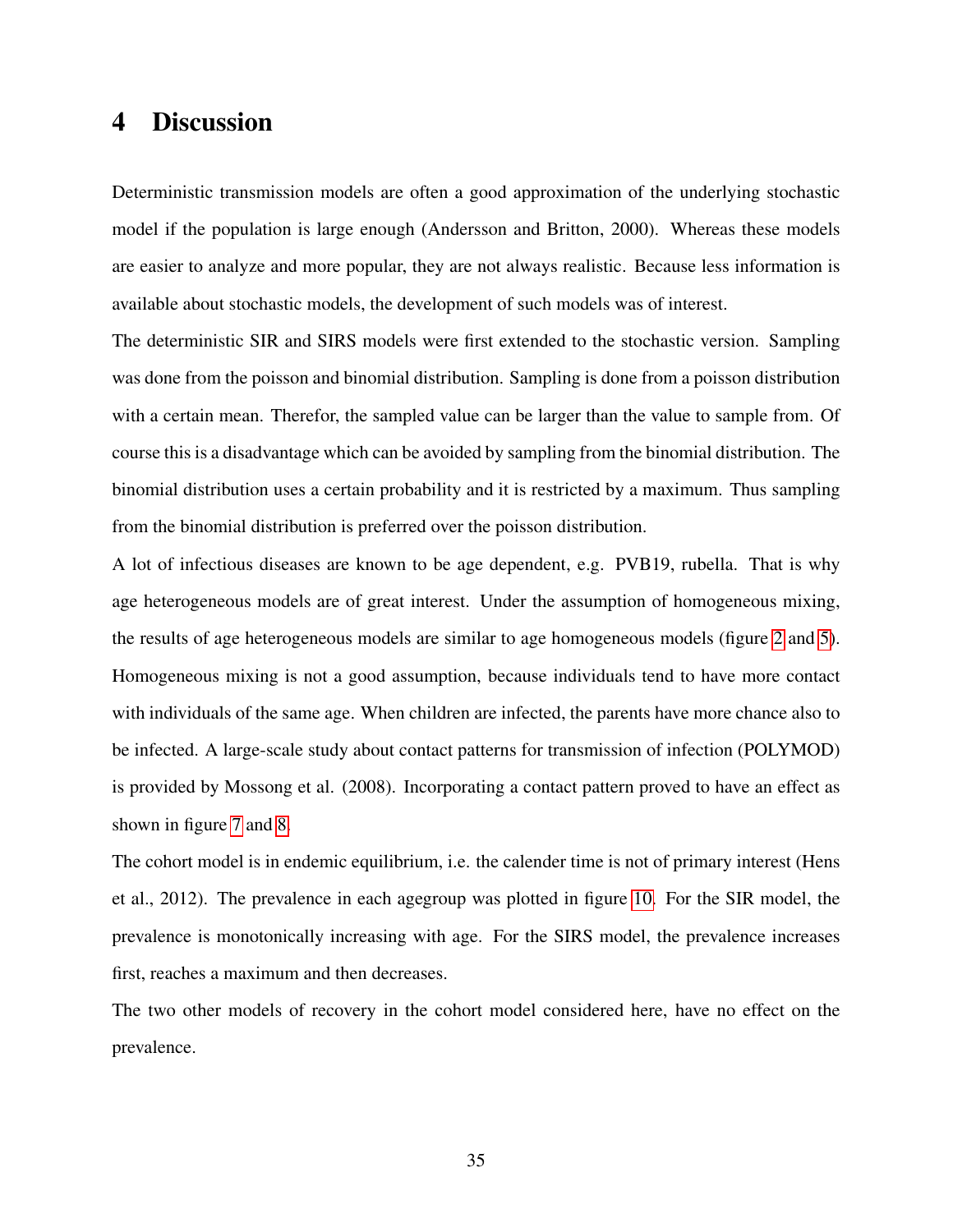# 4 Discussion

Deterministic transmission models are often a good approximation of the underlying stochastic model if the population is large enough (Andersson and Britton, 2000). Whereas these models are easier to analyze and more popular, they are not always realistic. Because less information is available about stochastic models, the development of such models was of interest.

The deterministic SIR and SIRS models were first extended to the stochastic version. Sampling was done from the poisson and binomial distribution. Sampling is done from a poisson distribution with a certain mean. Therefor, the sampled value can be larger than the value to sample from. Of course this is a disadvantage which can be avoided by sampling from the binomial distribution. The binomial distribution uses a certain probability and it is restricted by a maximum. Thus sampling from the binomial distribution is preferred over the poisson distribution.

A lot of infectious diseases are known to be age dependent, e.g. PVB19, rubella. That is why age heterogeneous models are of great interest. Under the assumption of homogeneous mixing, the results of age heterogeneous models are similar to age homogeneous models (figure 2 and 5). Homogeneous mixing is not a good assumption, because individuals tend to have more contact with individuals of the same age. When children are infected, the parents have more chance also to be infected. A large-scale study about contact patterns for transmission of infection (POLYMOD) is provided by Mossong et al. (2008). Incorporating a contact pattern proved to have an effect as shown in figure 7 and 8.

The cohort model is in endemic equilibrium, i.e. the calender time is not of primary interest (Hens et al., 2012). The prevalence in each agegroup was plotted in figure 10. For the SIR model, the prevalence is monotonically increasing with age. For the SIRS model, the prevalence increases first, reaches a maximum and then decreases.

The two other models of recovery in the cohort model considered here, have no effect on the prevalence.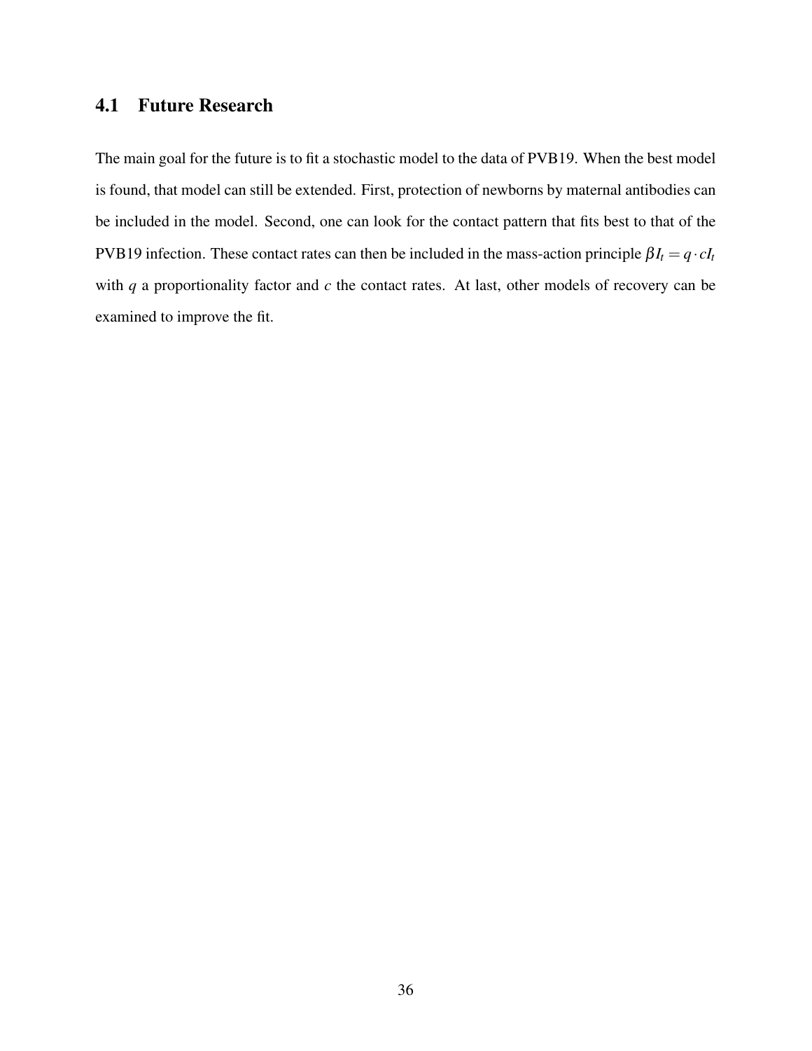## 4.1 Future Research

The main goal for the future is to fit a stochastic model to the data of PVB19. When the best model is found, that model can still be extended. First, protection of newborns by maternal antibodies can be included in the model. Second, one can look for the contact pattern that fits best to that of the PVB19 infection. These contact rates can then be included in the mass-action principle $\beta I_t = q \cdot c I_t$ with $q$ a proportionality factor and $c$ the contact rates. At last, other models of recovery can be examined to improve the fit.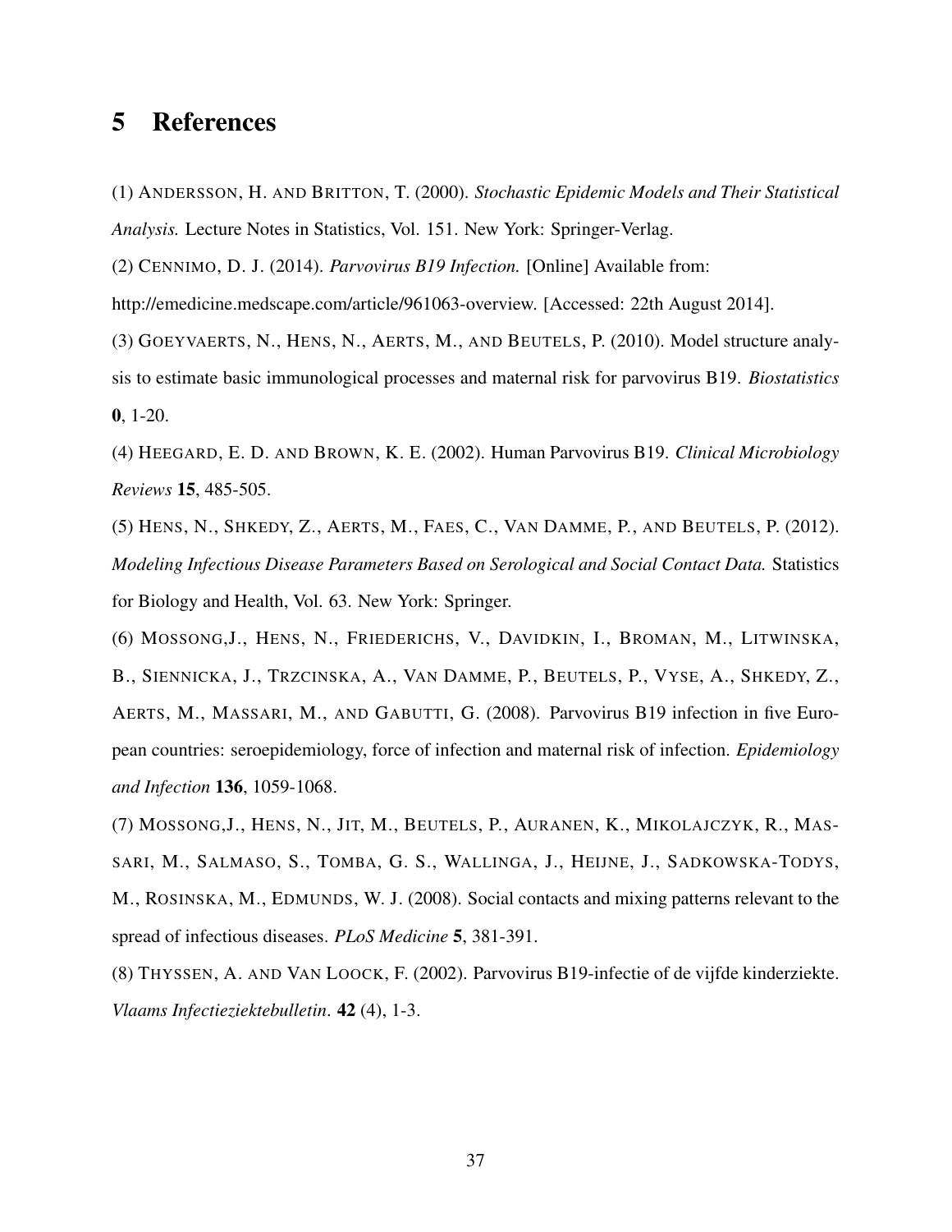# 5 References

(1) ANDERSSON, H. AND BRITTON, T. (2000). *Stochastic Epidemic Models and Their Statistical Analysis.* Lecture Notes in Statistics, Vol. 151. New York: Springer-Verlag.

(2) CENNIMO, D. J. (2014). *Parvovirus B19 Infection.* [Online] Available from: http://emedicine.medscape.com/article/961063-overview. [Accessed: 22th August 2014].

(3) GOEYVAERTS, N., HENS, N., AERTS, M., AND BEUTELS, P. (2010). Model structure analysis to estimate basic immunological processes and maternal risk for parvovirus B19. *Biostatistics* **0**, 1-20.

(4) HEEGARD, E. D. AND BROWN, K. E. (2002). Human Parvovirus B19. *Clinical Microbiology Reviews* **15**, 485-505.

(5) HENS, N., SHKEDY, Z., AERTS, M., FAES, C., VAN DAMME, P., AND BEUTELS, P. (2012). *Modeling Infectious Disease Parameters Based on Serological and Social Contact Data.* Statistics for Biology and Health, Vol. 63. New York: Springer.

(6) MOSSONG,J., HENS, N., FRIEDERICHS, V., DAVIDKIN, I., BROMAN, M., LITWINSKA, B., SIENNICKA, J., TRZCINSKA, A., VAN DAMME, P., BEUTELS, P., VYSE, A., SHKEDY, Z., AERTS, M., MASSARI, M., AND GABUTTI, G. (2008). Parvovirus B19 infection in five European countries: seroepidemiology, force of infection and maternal risk of infection. *Epidemiology and Infection* **136**, 1059-1068.

(7) MOSSONG,J., HENS, N., JIT, M., BEUTELS, P., AURANEN, K., MIKOLAJCZYK, R., MASSARI, M., SALMASO, S., TOMBA, G. S., WALLINGA, J., HEIJNE, J., SADKOWSKA-TODYS, M., ROSINSKA, M., EDMUNDS, W. J. (2008). Social contacts and mixing patterns relevant to the spread of infectious diseases. *PLoS Medicine* **5**, 381-391.

(8) THYSSEN, A. AND VAN LOOCK, F. (2002). Parvovirus B19-infectie of de vijfde kinderziekte. *Vlaams Infectieziektebulletin*. **42** (4), 1-3.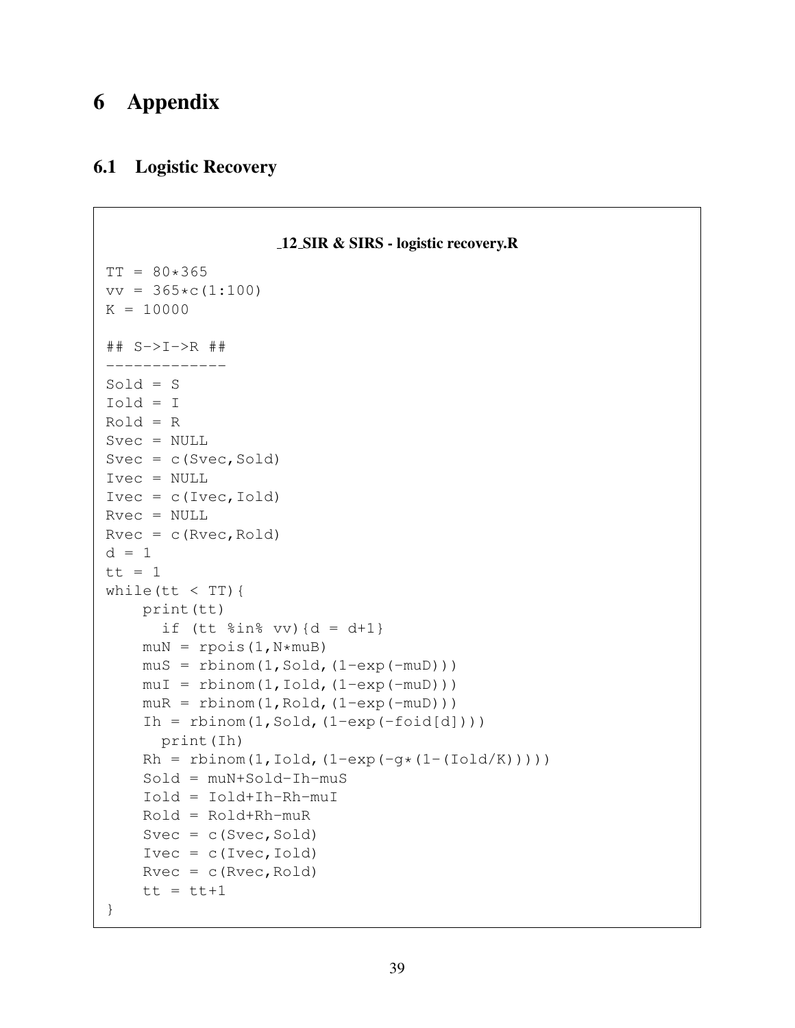# 6 Appendix

## 6.1 Logistic Recovery

**_12_SIR & SIRS - logistic recovery.R**

```
TT = 80*365
vv = 365*c(1:100)
K = 10000

## S->I->R ##
-------------
Sold = S
Iold = I
Rold = R
Svec = NULL
Svec = c(Svec,Sold)
Ivec = NULL
Ivec = c(Ivec,Iold)
Rvec = NULL
Rvec = c(Rvec,Rold)
d = 1
tt = 1
while(tt < TT){
    print(tt)
      if (tt %in% vv){d = d+1}
    muN = rpois(1,N*muB)
    muS = rbinom(1,Sold,(1-exp(-muD)))
    muI = rbinom(1,Iold,(1-exp(-muD)))
    muR = rbinom(1,Rold,(1-exp(-muD)))
    Ih = rbinom(1,Sold,(1-exp(-foid[d])))
      print(Ih)
    Rh = rbinom(1,Iold,(1-exp(-g*(1-(Iold/K)))))
    Sold = muN+Sold-Ih-muS
    Iold = Iold+Ih-Rh-muI
    Rold = Rold+Rh-muR
    Svec = c(Svec,Sold)
    Ivec = c(Ivec,Iold)
    Rvec = c(Rvec,Rold)
    tt = tt+1
}
```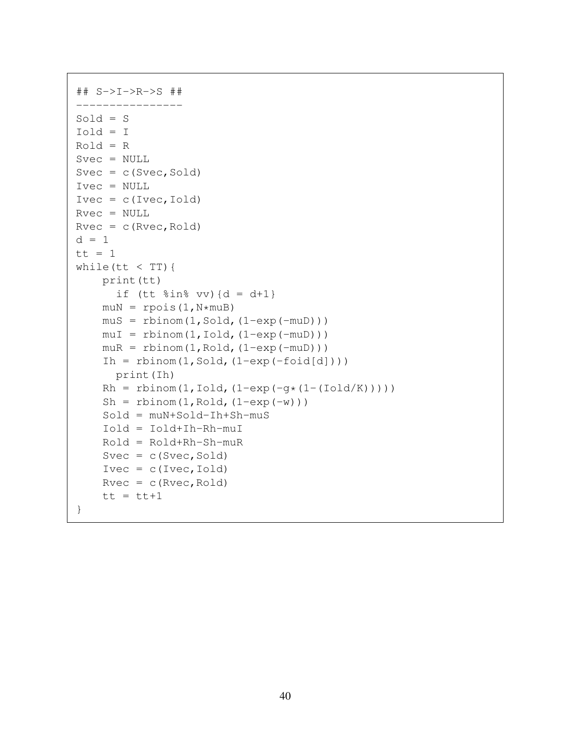```
## S->I->R->S ##
----------------
Sold = S
Iold = I
Rold = R
Svec = NULL
Svec = c(Svec,Sold)
Ivec = NULL
Ivec = c(Ivec,Iold)
Rvec = NULL
Rvec = c(Rvec,Rold)
d = 1
tt = 1
while(tt < TT){
    print(tt)
      if (tt %in% vv){d = d+1}
    muN = rpois(1,N*muB)
    muS = rbinom(1,Sold,(1-exp(-muD)))
    muI = rbinom(1,Iold,(1-exp(-muD)))
    muR = rbinom(1,Rold,(1-exp(-muD)))
    Ih = rbinom(1,Sold,(1-exp(-foid[d])))
      print(Ih)
    Rh = rbinom(1,Iold,(1-exp(-g*(1-(Iold/K)))))
    Sh = rbinom(1,Rold,(1-exp(-w)))
    Sold = muN+Sold-Ih+Sh-muS
    Iold = Iold+Ih-Rh-muI
    Rold = Rold+Rh-Sh-muR
    Svec = c(Svec,Sold)
    Ivec = c(Ivec,Iold)
    Rvec = c(Rvec,Rold)
    tt = tt+1
}
```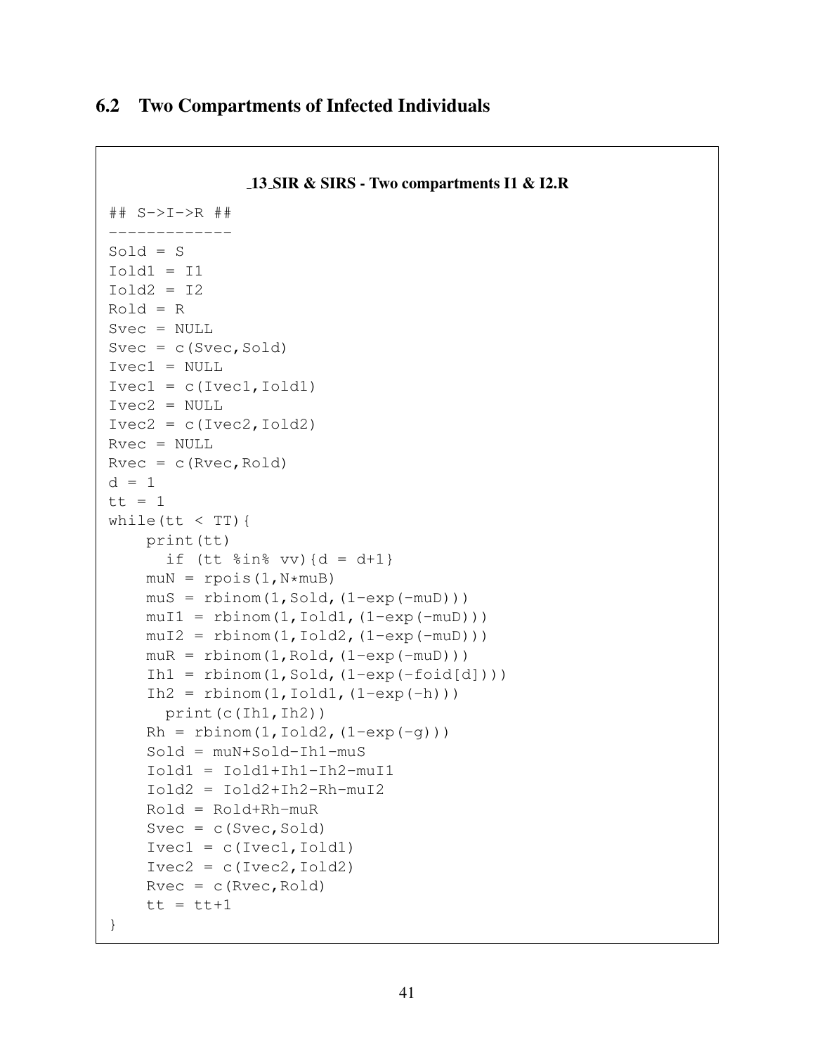## 6.2 Two Compartments of Infected Individuals

**_13_SIR & SIRS - Two compartments I1 & I2.R**

```
## S->I->R ##
-------------
Sold = S
Iold1 = I1
Iold2 = I2
Rold = R
Svec = NULL
Svec = c(Svec,Sold)
Ivec1 = NULL
Ivec1 = c(Ivec1,Iold1)
Ivec2 = NULL
Ivec2 = c(Ivec2,Iold2)
Rvec = NULL
Rvec = c(Rvec,Rold)
d = 1
tt = 1
while(tt < TT){
    print(tt)
      if (tt %in% vv){d = d+1}
    muN = rpois(1,N*muB)
    muS = rbinom(1,Sold,(1-exp(-muD)))
    muI1 = rbinom(1,Iold1,(1-exp(-muD)))
    muI2 = rbinom(1,Iold2,(1-exp(-muD)))
    muR = rbinom(1,Rold,(1-exp(-muD)))
    Ih1 = rbinom(1,Sold,(1-exp(-foid[d])))
    Ih2 = rbinom(1,Iold1,(1-exp(-h)))
      print(c(Ih1,Ih2))
    Rh = rbinom(1,Iold2,(1-exp(-g)))
    Sold = muN+Sold-Ih1-muS
    Iold1 = Iold1+Ih1-Ih2-muI1
    Iold2 = Iold2+Ih2-Rh-muI2
    Rold = Rold+Rh-muR
    Svec = c(Svec,Sold)
    Ivec1 = c(Ivec1,Iold1)
    Ivec2 = c(Ivec2,Iold2)
    Rvec = c(Rvec,Rold)
    tt = tt+1
}
```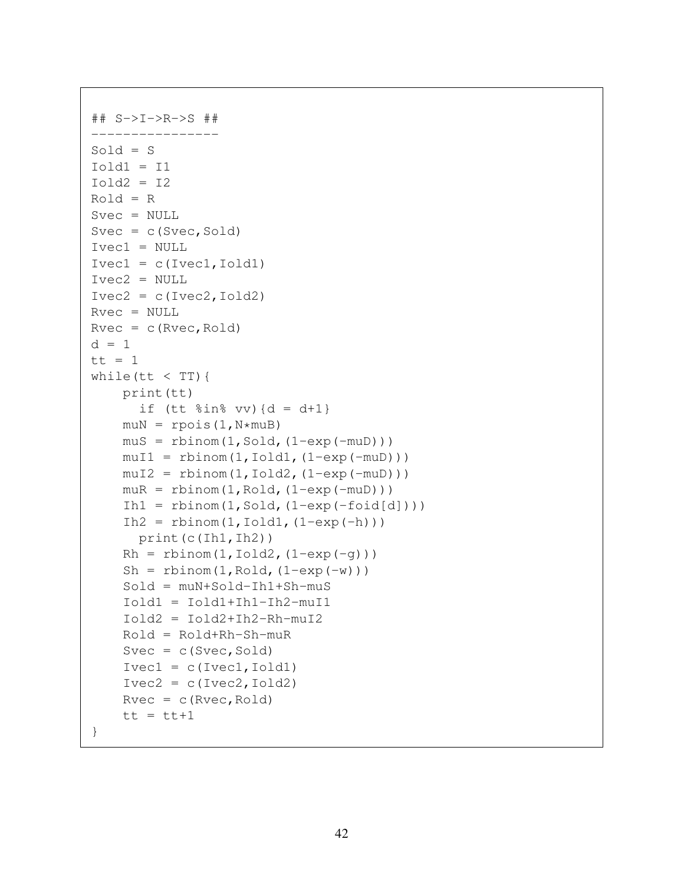```
## S->I->R->S ##
----------------
Sold = S
Iold1 = I1
Iold2 = I2
Rold = R
Svec = NULL
Svec = c(Svec,Sold)
Ivec1 = NULL
Ivec1 = c(Ivec1,Iold1)
Ivec2 = NULL
Ivec2 = c(Ivec2,Iold2)
Rvec = NULL
Rvec = c(Rvec,Rold)
d = 1
tt = 1
while(tt < TT){
    print(tt)
      if (tt %in% vv){d = d+1}
    muN = rpois(1,N*muB)
    muS = rbinom(1,Sold,(1-exp(-muD)))
    muI1 = rbinom(1,Iold1,(1-exp(-muD)))
    muI2 = rbinom(1,Iold2,(1-exp(-muD)))
    muR = rbinom(1,Rold,(1-exp(-muD)))
    Ih1 = rbinom(1,Sold,(1-exp(-foid[d])))
    Ih2 = rbinom(1,Iold1,(1-exp(-h)))
      print(c(Ih1,Ih2))
    Rh = rbinom(1,Iold2,(1-exp(-g)))
    Sh = rbinom(1,Rold,(1-exp(-w)))
    Sold = muN+Sold-Ih1+Sh-muS
    Iold1 = Iold1+Ih1-Ih2-muI1
    Iold2 = Iold2+Ih2-Rh-muI2
    Rold = Rold+Rh-Sh-muR
    Svec = c(Svec,Sold)
    Ivec1 = c(Ivec1,Iold1)
    Ivec2 = c(Ivec2,Iold2)
    Rvec = c(Rvec,Rold)
    tt = tt+1
}
```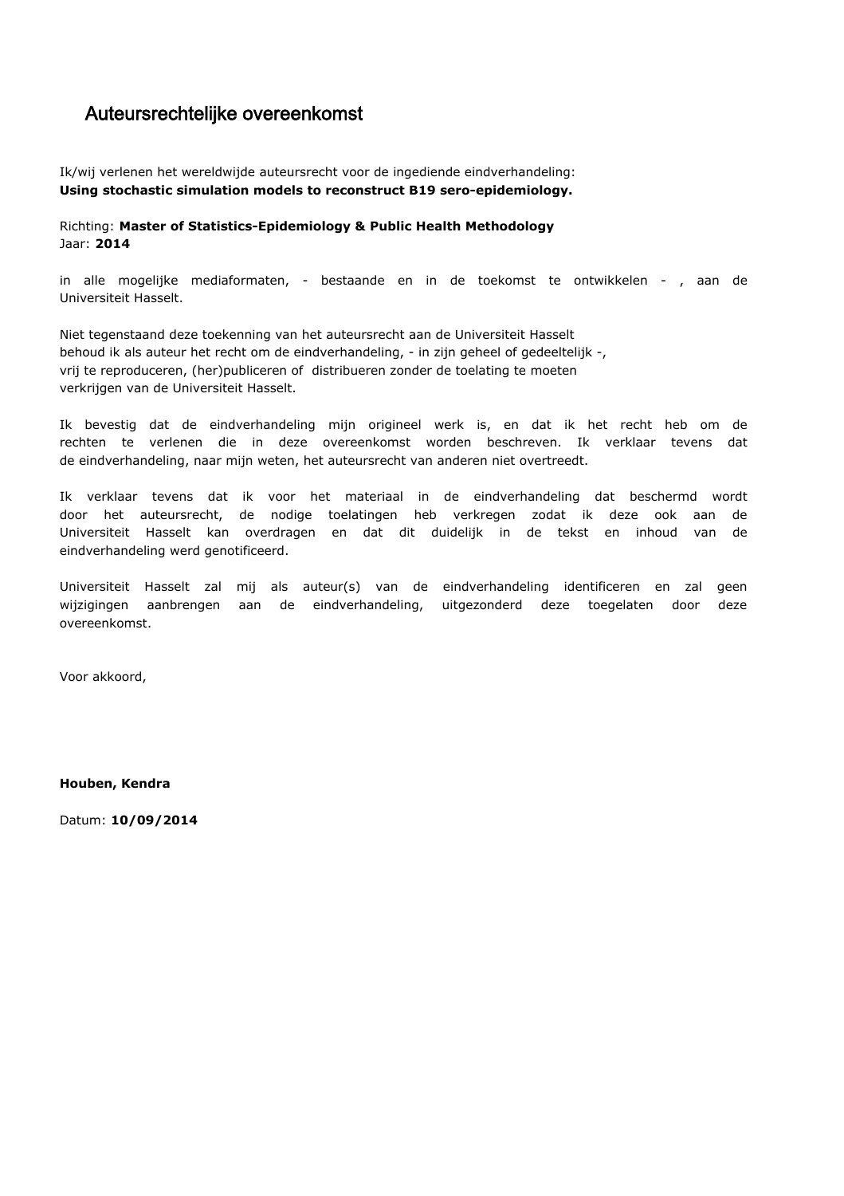# Auteursrechtelijke overeenkomst

Ik/wij verlenen het wereldwijde auteursrecht voor de ingediende eindverhandeling:
**Using stochastic simulation models to reconstruct B19 sero-epidemiology.**

Richting: **Master of Statistics-Epidemiology & Public Health Methodology**
Jaar: **2014**

in alle mogelijke mediaformaten, - bestaande en in de toekomst te ontwikkelen - , aan de Universiteit Hasselt.

Niet tegenstaand deze toekenning van het auteursrecht aan de Universiteit Hasselt behoud ik als auteur het recht om de eindverhandeling, - in zijn geheel of gedeeltelijk -, vrij te reproduceren, (her)publiceren of distribueren zonder de toelating te moeten verkrijgen van de Universiteit Hasselt.

Ik bevestig dat de eindverhandeling mijn origineel werk is, en dat ik het recht heb om de rechten te verlenen die in deze overeenkomst worden beschreven. Ik verklaar tevens dat de eindverhandeling, naar mijn weten, het auteursrecht van anderen niet overtreedt.

Ik verklaar tevens dat ik voor het materiaal in de eindverhandeling dat beschermd wordt door het auteursrecht, de nodige toelatingen heb verkregen zodat ik deze ook aan de Universiteit Hasselt kan overdragen en dat dit duidelijk in de tekst en inhoud van de eindverhandeling werd genotificeerd.

Universiteit Hasselt zal mij als auteur(s) van de eindverhandeling identificeren en zal geen wijzigingen aanbrengen aan de eindverhandeling, uitgezonderd deze toegelaten door deze overeenkomst.

Voor akkoord,

**Houben, Kendra**

Datum: **10/09/2014**